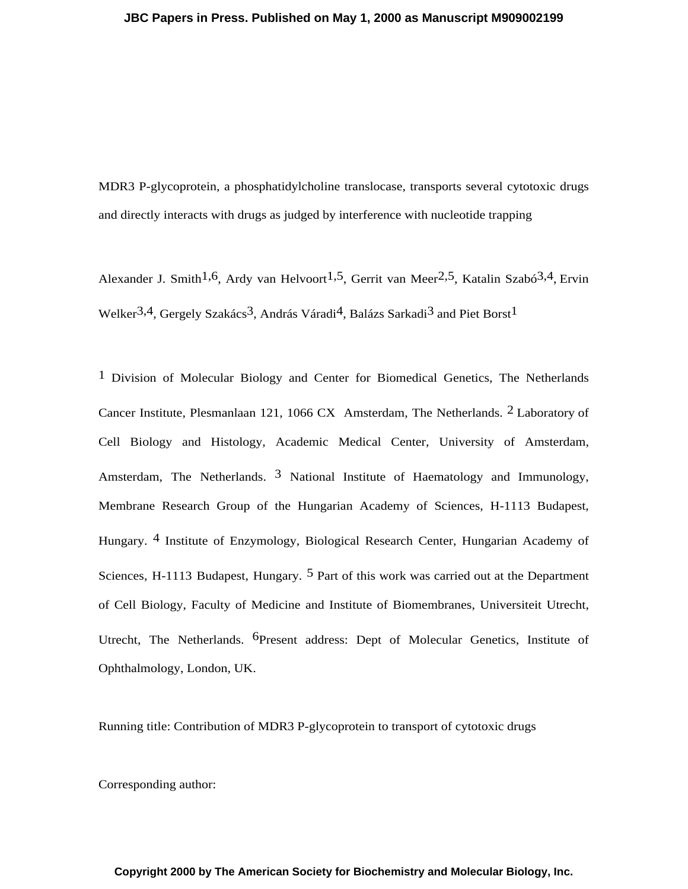MDR3 P-glycoprotein, a phosphatidylcholine translocase, transports several cytotoxic drugs and directly interacts with drugs as judged by interference with nucleotide trapping

Alexander J. Smith[1,6], Ardy van Helvoort[1,5], Gerrit van Meer[2,5], Katalin Szabó[3,4], Ervin Welker[3,4], Gergely Szakács[3], András Váradi[4], Balázs Sarkadi[3] and Piet Borst[1]

[1] Division of Molecular Biology and Center for Biomedical Genetics, The Netherlands Cancer Institute, Plesmanlaan 121, 1066 CX Amsterdam, The Netherlands. [2] Laboratory of Cell Biology and Histology, Academic Medical Center, University of Amsterdam, Amsterdam, The Netherlands. [3] National Institute of Haematology and Immunology, Membrane Research Group of the Hungarian Academy of Sciences, H-1113 Budapest, Hungary. [4] Institute of Enzymology, Biological Research Center, Hungarian Academy of Sciences, H-1113 Budapest, Hungary. [5] Part of this work was carried out at the Department of Cell Biology, Faculty of Medicine and Institute of Biomembranes, Universiteit Utrecht, Utrecht, The Netherlands. [6]Present address: Dept of Molecular Genetics, Institute of Ophthalmology, London, UK.

Running title: Contribution of MDR3 P-glycoprotein to transport of cytotoxic drugs

Corresponding author: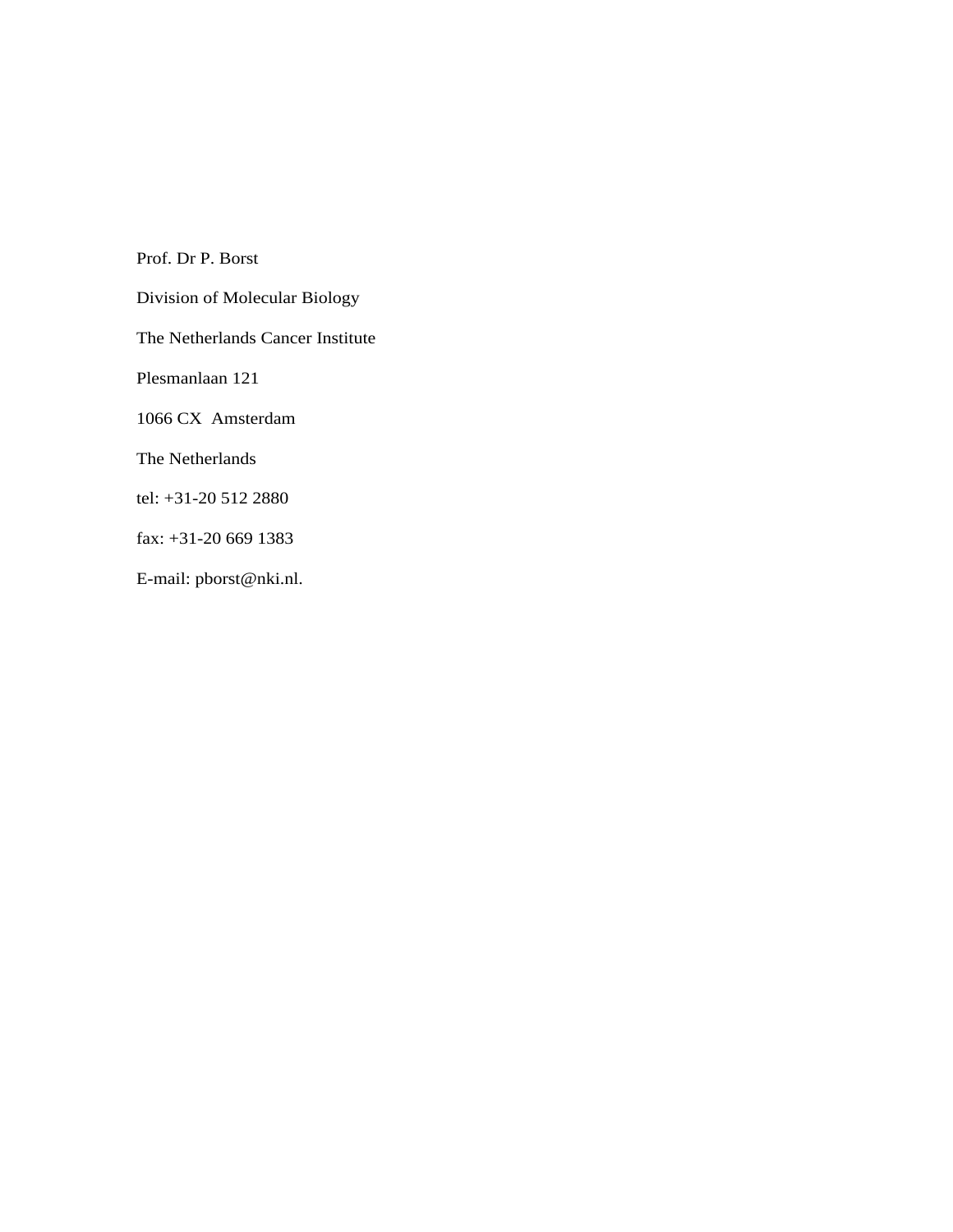Prof. Dr P. Borst

Division of Molecular Biology

The Netherlands Cancer Institute

Plesmanlaan 121

1066 CX  Amsterdam

The Netherlands

tel: +31-20 512 2880

fax: +31-20 669 1383

E-mail: pborst@nki.nl.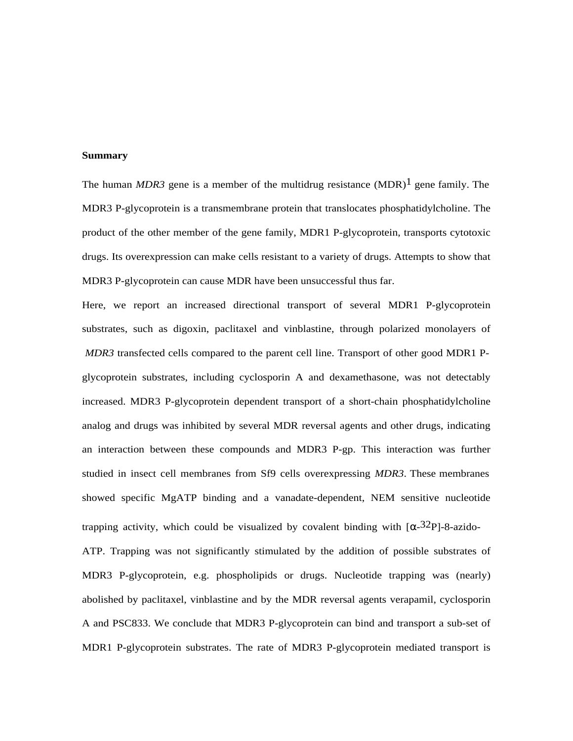**Summary**

The human *MDR3* gene is a member of the multidrug resistance (MDR)[1] gene family. The MDR3 P-glycoprotein is a transmembrane protein that translocates phosphatidylcholine. The product of the other member of the gene family, MDR1 P-glycoprotein, transports cytotoxic drugs. Its overexpression can make cells resistant to a variety of drugs. Attempts to show that MDR3 P-glycoprotein can cause MDR have been unsuccessful thus far.

Here, we report an increased directional transport of several MDR1 P-glycoprotein substrates, such as digoxin, paclitaxel and vinblastine, through polarized monolayers of *MDR3* transfected cells compared to the parent cell line. Transport of other good MDR1 P-glycoprotein substrates, including cyclosporin A and dexamethasone, was not detectably increased. MDR3 P-glycoprotein dependent transport of a short-chain phosphatidylcholine analog and drugs was inhibited by several MDR reversal agents and other drugs, indicating an interaction between these compounds and MDR3 P-gp. This interaction was further studied in insect cell membranes from Sf9 cells overexpressing *MDR3*. These membranes showed specific MgATP binding and a vanadate-dependent, NEM sensitive nucleotide trapping activity, which could be visualized by covalent binding with [$\alpha$-$^{32}$P]-8-azido-ATP. Trapping was not significantly stimulated by the addition of possible substrates of MDR3 P-glycoprotein, e.g. phospholipids or drugs. Nucleotide trapping was (nearly) abolished by paclitaxel, vinblastine and by the MDR reversal agents verapamil, cyclosporin A and PSC833. We conclude that MDR3 P-glycoprotein can bind and transport a sub-set of MDR1 P-glycoprotein substrates. The rate of MDR3 P-glycoprotein mediated transport is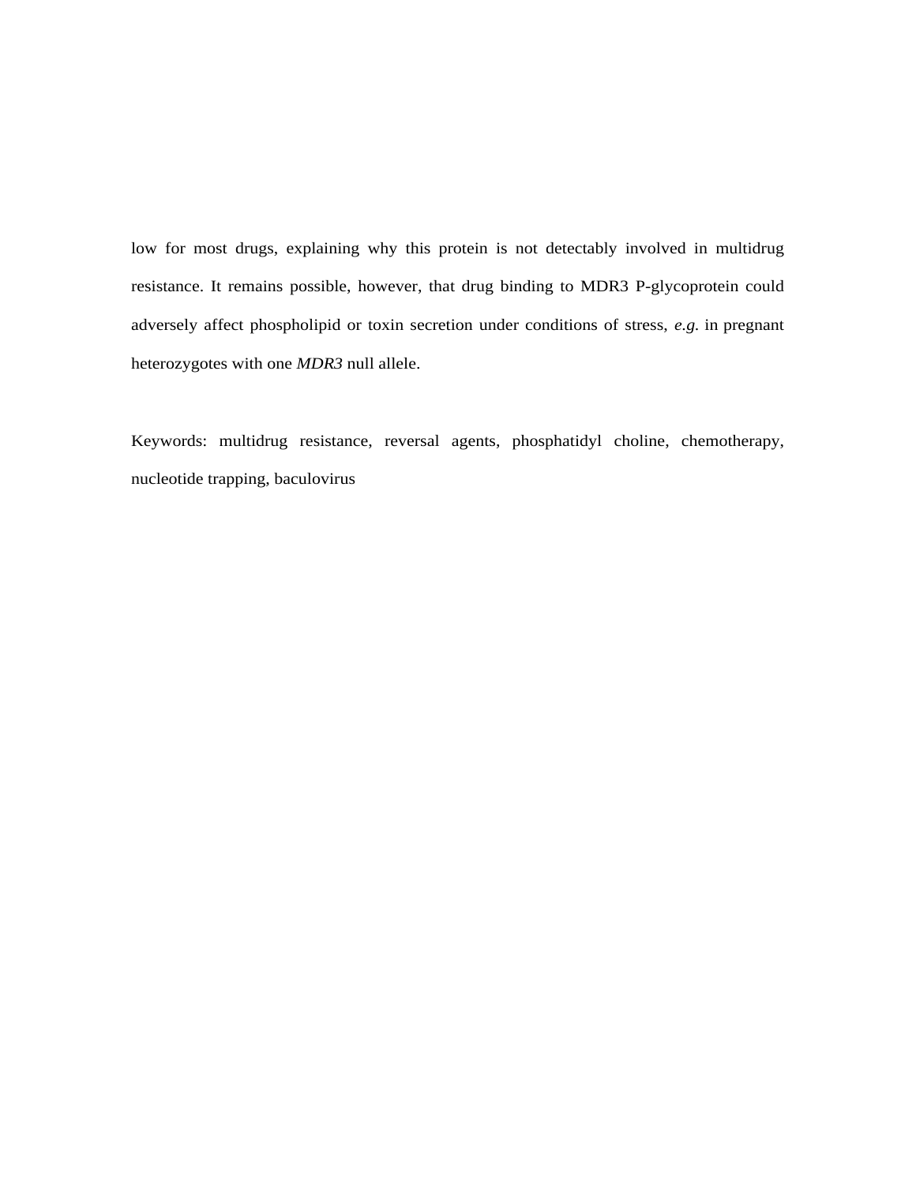low for most drugs, explaining why this protein is not detectably involved in multidrug resistance. It remains possible, however, that drug binding to MDR3 P-glycoprotein could adversely affect phospholipid or toxin secretion under conditions of stress, *e.g.* in pregnant heterozygotes with one *MDR3* null allele.

Keywords: multidrug resistance, reversal agents, phosphatidyl choline, chemotherapy, nucleotide trapping, baculovirus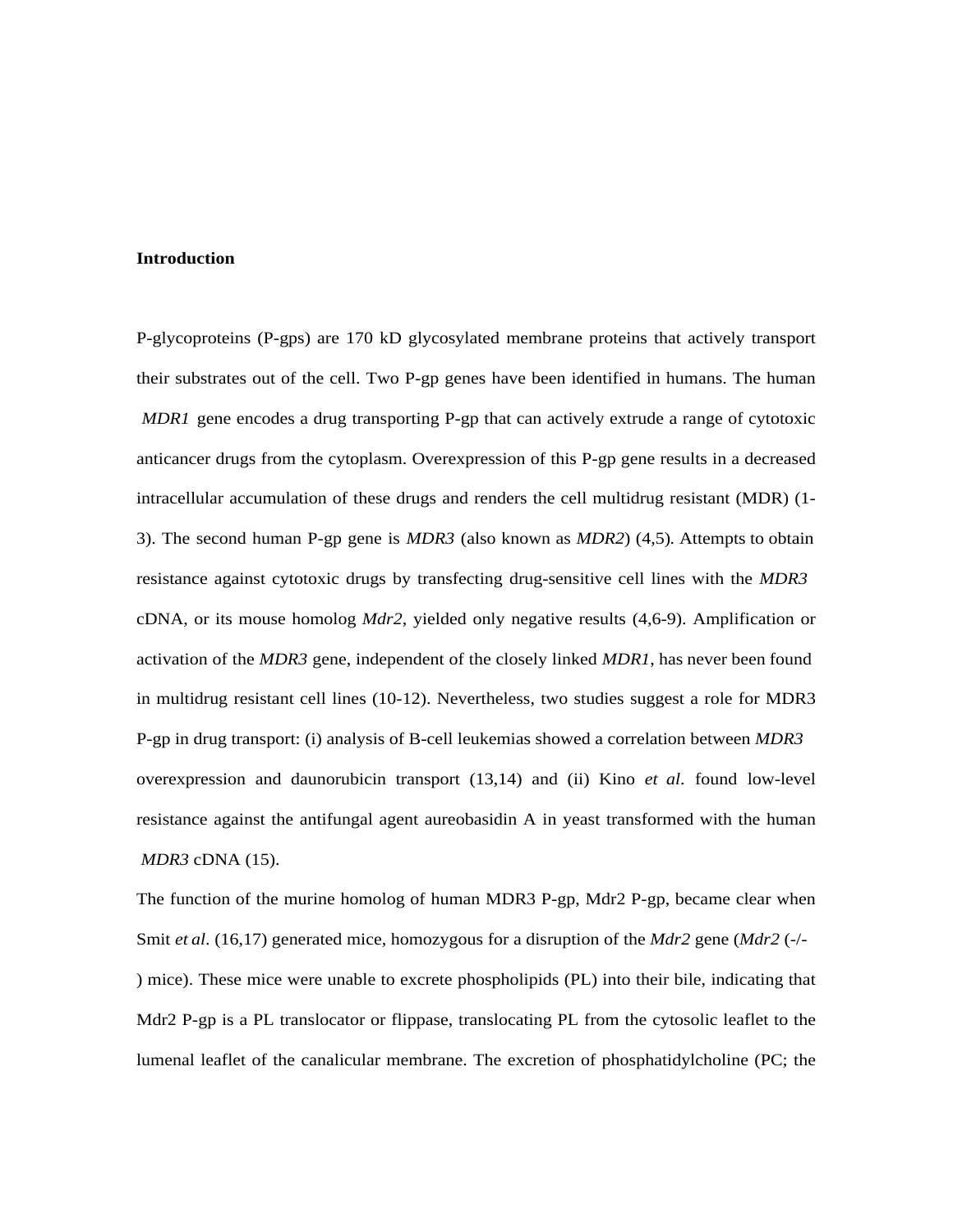## Introduction

P-glycoproteins (P-gps) are 170 kD glycosylated membrane proteins that actively transport their substrates out of the cell. Two P-gp genes have been identified in humans. The human *MDR1* gene encodes a drug transporting P-gp that can actively extrude a range of cytotoxic anticancer drugs from the cytoplasm. Overexpression of this P-gp gene results in a decreased intracellular accumulation of these drugs and renders the cell multidrug resistant (MDR) (1-3). The second human P-gp gene is *MDR3* (also known as *MDR2*) (4,5). Attempts to obtain resistance against cytotoxic drugs by transfecting drug-sensitive cell lines with the *MDR3* cDNA, or its mouse homolog *Mdr2*, yielded only negative results (4,6-9). Amplification or activation of the *MDR3* gene, independent of the closely linked *MDR1*, has never been found in multidrug resistant cell lines (10-12). Nevertheless, two studies suggest a role for MDR3 P-gp in drug transport: (i) analysis of B-cell leukemias showed a correlation between *MDR3* overexpression and daunorubicin transport (13,14) and (ii) Kino *et al*. found low-level resistance against the antifungal agent aureobasidin A in yeast transformed with the human *MDR3* cDNA (15).

The function of the murine homolog of human MDR3 P-gp, Mdr2 P-gp, became clear when Smit *et al*. (16,17) generated mice, homozygous for a disruption of the *Mdr2* gene (*Mdr2* (-/-) mice). These mice were unable to excrete phospholipids (PL) into their bile, indicating that Mdr2 P-gp is a PL translocator or flippase, translocating PL from the cytosolic leaflet to the lumenal leaflet of the canalicular membrane. The excretion of phosphatidylcholine (PC; the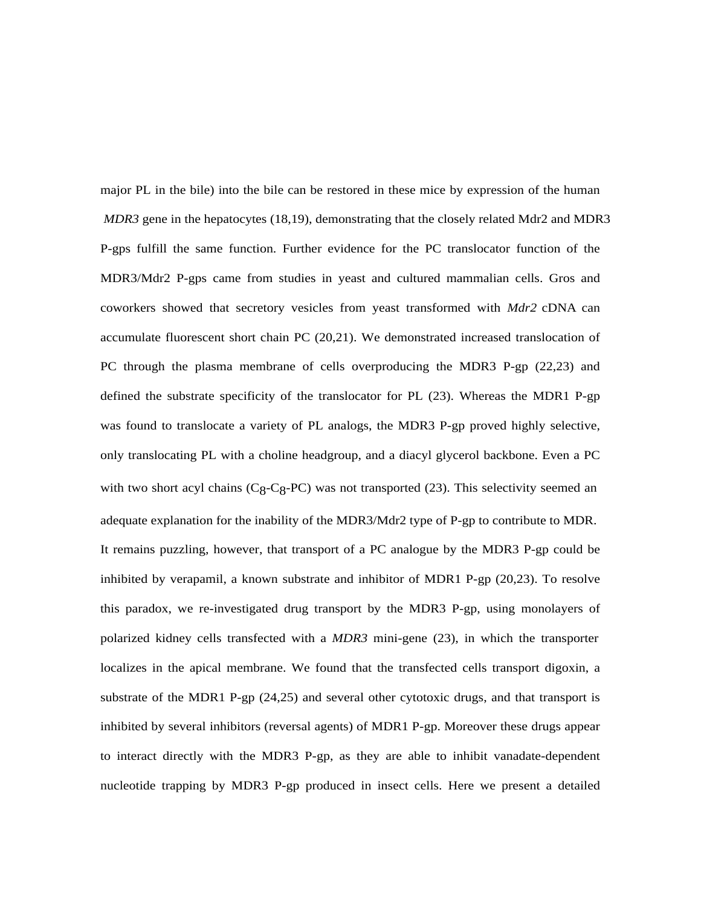major PL in the bile) into the bile can be restored in these mice by expression of the human *MDR3* gene in the hepatocytes (18,19), demonstrating that the closely related Mdr2 and MDR3 P-gps fulfill the same function. Further evidence for the PC translocator function of the MDR3/Mdr2 P-gps came from studies in yeast and cultured mammalian cells. Gros and coworkers showed that secretory vesicles from yeast transformed with *Mdr2* cDNA can accumulate fluorescent short chain PC (20,21). We demonstrated increased translocation of PC through the plasma membrane of cells overproducing the MDR3 P-gp (22,23) and defined the substrate specificity of the translocator for PL (23). Whereas the MDR1 P-gp was found to translocate a variety of PL analogs, the MDR3 P-gp proved highly selective, only translocating PL with a choline headgroup, and a diacyl glycerol backbone. Even a PC with two short acyl chains ($C_8$-$C_8$-PC) was not transported (23). This selectivity seemed an adequate explanation for the inability of the MDR3/Mdr2 type of P-gp to contribute to MDR. It remains puzzling, however, that transport of a PC analogue by the MDR3 P-gp could be inhibited by verapamil, a known substrate and inhibitor of MDR1 P-gp (20,23). To resolve this paradox, we re-investigated drug transport by the MDR3 P-gp, using monolayers of polarized kidney cells transfected with a *MDR3* mini-gene (23), in which the transporter localizes in the apical membrane. We found that the transfected cells transport digoxin, a substrate of the MDR1 P-gp (24,25) and several other cytotoxic drugs, and that transport is inhibited by several inhibitors (reversal agents) of MDR1 P-gp. Moreover these drugs appear to interact directly with the MDR3 P-gp, as they are able to inhibit vanadate-dependent nucleotide trapping by MDR3 P-gp produced in insect cells. Here we present a detailed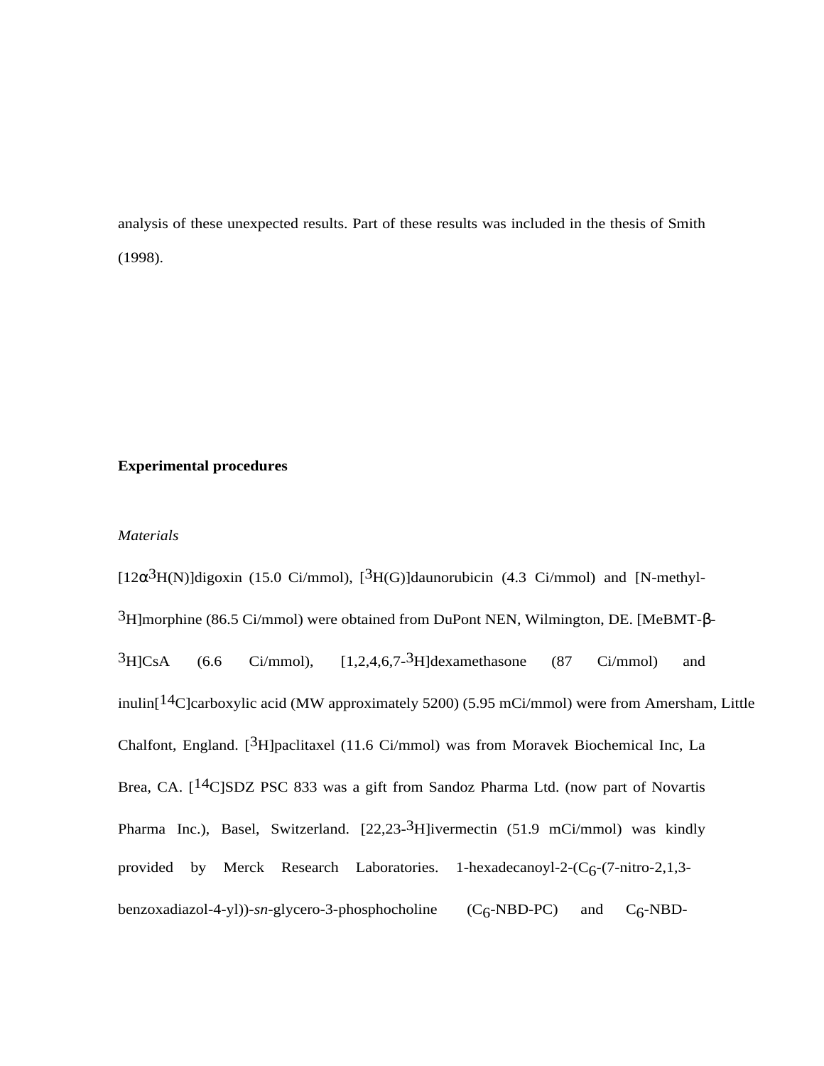analysis of these unexpected results. Part of these results was included in the thesis of Smith (1998).

**Experimental procedures**

*Materials*

[12α$^{3}$H(N)]digoxin (15.0 Ci/mmol), [$^{3}$H(G)]daunorubicin (4.3 Ci/mmol) and [N-methyl-$^{3}$H]morphine (86.5 Ci/mmol) were obtained from DuPont NEN, Wilmington, DE. [MeBMT-β-$^{3}$H]CsA (6.6 Ci/mmol), [1,2,4,6,7-$^{3}$H]dexamethasone (87 Ci/mmol) and inulin[$^{14}$C]carboxylic acid (MW approximately 5200) (5.95 mCi/mmol) were from Amersham, Little Chalfont, England. [$^{3}$H]paclitaxel (11.6 Ci/mmol) was from Moravek Biochemical Inc, La Brea, CA. [$^{14}$C]SDZ PSC 833 was a gift from Sandoz Pharma Ltd. (now part of Novartis Pharma Inc.), Basel, Switzerland. [22,23-$^{3}$H]ivermectin (51.9 mCi/mmol) was kindly provided by Merck Research Laboratories. 1-hexadecanoyl-2-($C_6$-(7-nitro-2,1,3-benzoxadiazol-4-yl))-*sn*-glycero-3-phosphocholine ($C_6$-NBD-PC) and $C_6$-NBD-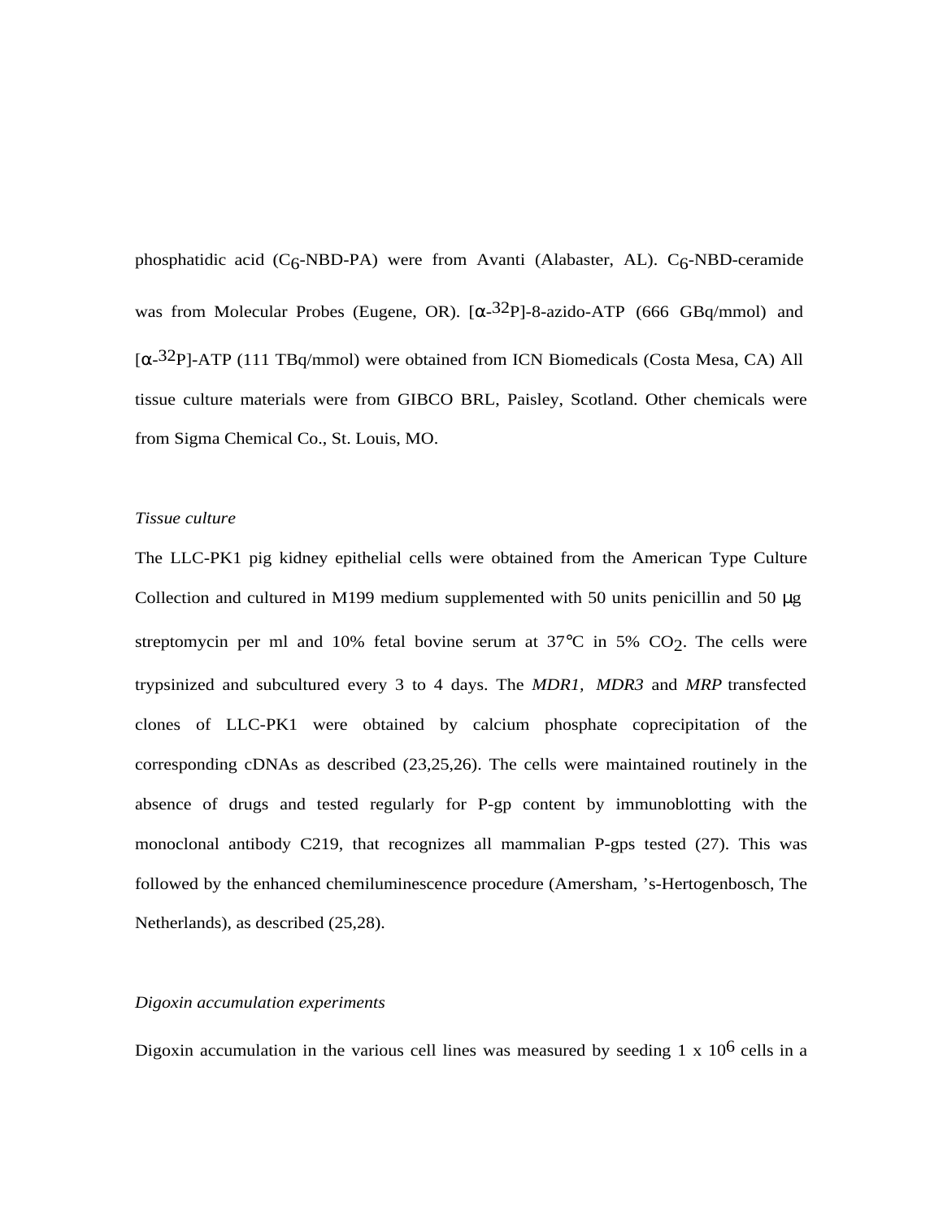phosphatidic acid ($C_6$-NBD-PA) were from Avanti (Alabaster, AL). $C_6$-NBD-ceramide was from Molecular Probes (Eugene, OR). [$\alpha$-$^{32}$P]-8-azido-ATP (666 GBq/mmol) and [$\alpha$-$^{32}$P]-ATP (111 TBq/mmol) were obtained from ICN Biomedicals (Costa Mesa, CA) All tissue culture materials were from GIBCO BRL, Paisley, Scotland. Other chemicals were from Sigma Chemical Co., St. Louis, MO.

*Tissue culture*

The LLC-PK1 pig kidney epithelial cells were obtained from the American Type Culture Collection and cultured in M199 medium supplemented with 50 units penicillin and 50 µg streptomycin per ml and 10% fetal bovine serum at 37°C in 5% $CO_2$. The cells were trypsinized and subcultured every 3 to 4 days. The *MDR1, MDR3* and *MRP* transfected clones of LLC-PK1 were obtained by calcium phosphate coprecipitation of the corresponding cDNAs as described (23,25,26). The cells were maintained routinely in the absence of drugs and tested regularly for P-gp content by immunoblotting with the monoclonal antibody C219, that recognizes all mammalian P-gps tested (27). This was followed by the enhanced chemiluminescence procedure (Amersham, 's-Hertogenbosch, The Netherlands), as described (25,28).

*Digoxin accumulation experiments*

Digoxin accumulation in the various cell lines was measured by seeding 1 x $10^6$ cells in a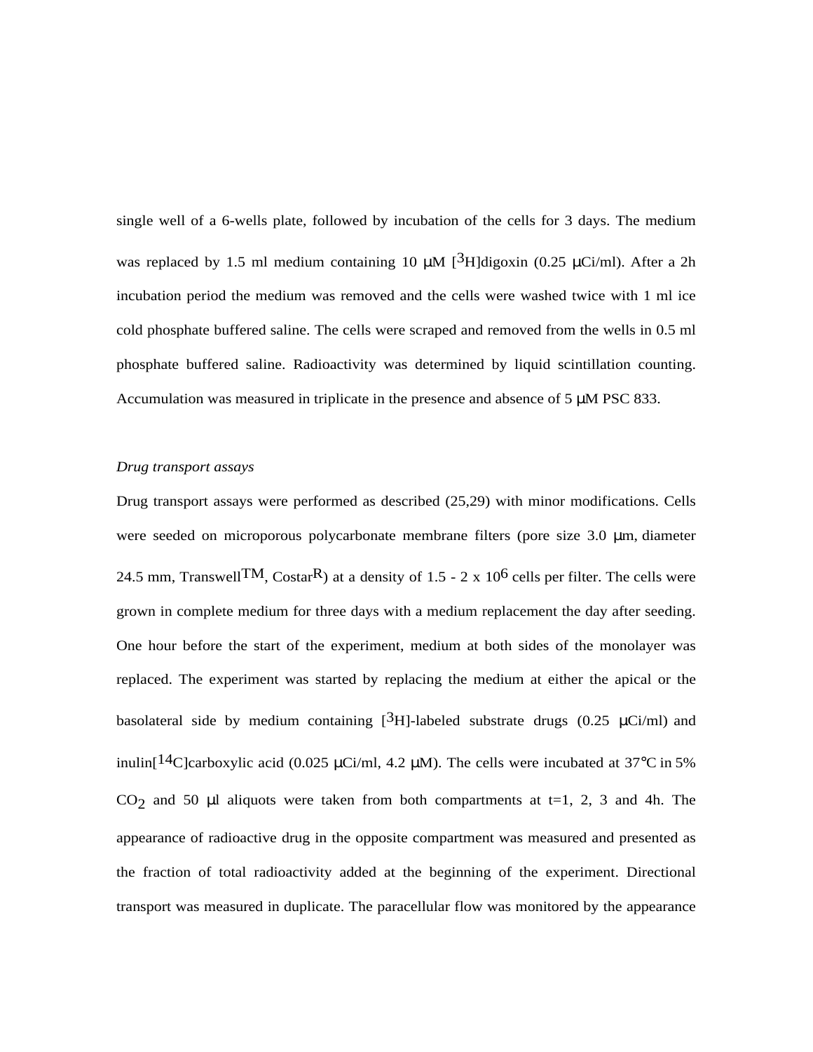single well of a 6-wells plate, followed by incubation of the cells for 3 days. The medium was replaced by 1.5 ml medium containing 10 μM [$^3$H]digoxin (0.25 μCi/ml). After a 2h incubation period the medium was removed and the cells were washed twice with 1 ml ice cold phosphate buffered saline. The cells were scraped and removed from the wells in 0.5 ml phosphate buffered saline. Radioactivity was determined by liquid scintillation counting. Accumulation was measured in triplicate in the presence and absence of 5 μM PSC 833.

*Drug transport assays*

Drug transport assays were performed as described (25,29) with minor modifications. Cells were seeded on microporous polycarbonate membrane filters (pore size 3.0 μm, diameter 24.5 mm, Transwell$^{TM}$, Costar$^{R}$) at a density of 1.5 - 2 x $10^6$ cells per filter. The cells were grown in complete medium for three days with a medium replacement the day after seeding. One hour before the start of the experiment, medium at both sides of the monolayer was replaced. The experiment was started by replacing the medium at either the apical or the basolateral side by medium containing [$^3$H]-labeled substrate drugs (0.25 μCi/ml) and inulin[$^{14}$C]carboxylic acid (0.025 μCi/ml, 4.2 μM). The cells were incubated at 37°C in 5% $CO_2$ and 50 μl aliquots were taken from both compartments at t=1, 2, 3 and 4h. The appearance of radioactive drug in the opposite compartment was measured and presented as the fraction of total radioactivity added at the beginning of the experiment. Directional transport was measured in duplicate. The paracellular flow was monitored by the appearance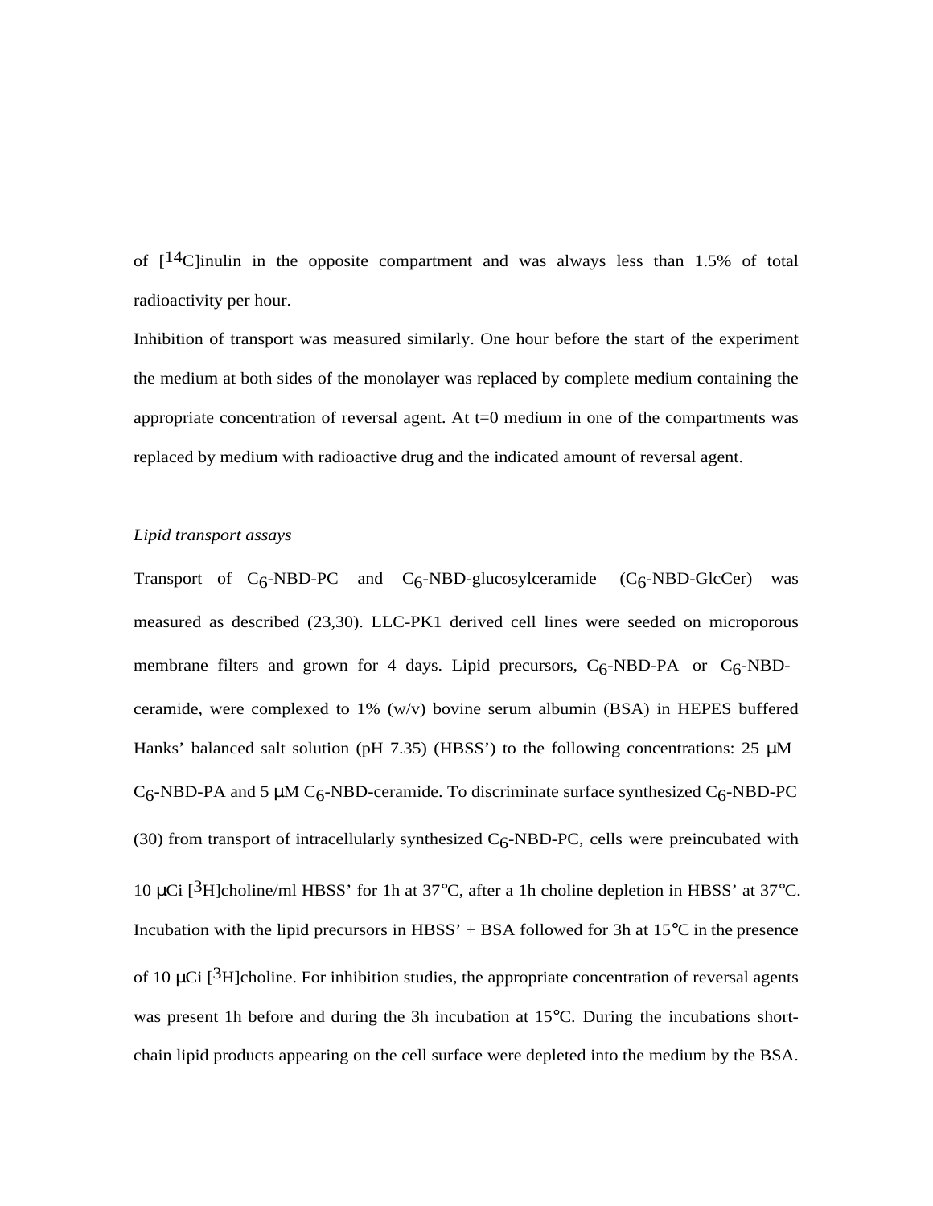of [$^{14}$C]inulin in the opposite compartment and was always less than 1.5% of total radioactivity per hour.

Inhibition of transport was measured similarly. One hour before the start of the experiment the medium at both sides of the monolayer was replaced by complete medium containing the appropriate concentration of reversal agent. At t=0 medium in one of the compartments was replaced by medium with radioactive drug and the indicated amount of reversal agent.

*Lipid transport assays*

Transport of $C_6$-NBD-PC and $C_6$-NBD-glucosylceramide ($C_6$-NBD-GlcCer) was measured as described (23,30). LLC-PK1 derived cell lines were seeded on microporous membrane filters and grown for 4 days. Lipid precursors, $C_6$-NBD-PA or $C_6$-NBD-ceramide, were complexed to 1% (w/v) bovine serum albumin (BSA) in HEPES buffered Hanks' balanced salt solution (pH 7.35) (HBSS') to the following concentrations: 25 μM $C_6$-NBD-PA and 5 μM $C_6$-NBD-ceramide. To discriminate surface synthesized $C_6$-NBD-PC (30) from transport of intracellularly synthesized $C_6$-NBD-PC, cells were preincubated with 10 μCi [$^3$H]choline/ml HBSS' for 1h at 37°C, after a 1h choline depletion in HBSS' at 37°C. Incubation with the lipid precursors in HBSS' + BSA followed for 3h at 15°C in the presence of 10 μCi [$^3$H]choline. For inhibition studies, the appropriate concentration of reversal agents was present 1h before and during the 3h incubation at 15°C. During the incubations short-chain lipid products appearing on the cell surface were depleted into the medium by the BSA.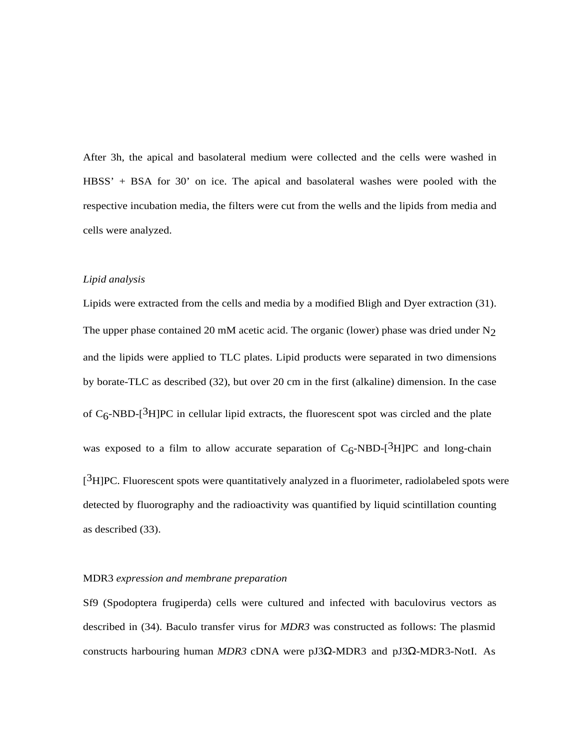After 3h, the apical and basolateral medium were collected and the cells were washed in HBSS' + BSA for 30' on ice. The apical and basolateral washes were pooled with the respective incubation media, the filters were cut from the wells and the lipids from media and cells were analyzed.

*Lipid analysis*

Lipids were extracted from the cells and media by a modified Bligh and Dyer extraction (31). The upper phase contained 20 mM acetic acid. The organic (lower) phase was dried under $N_2$ and the lipids were applied to TLC plates. Lipid products were separated in two dimensions by borate-TLC as described (32), but over 20 cm in the first (alkaline) dimension. In the case of $C_6$-NBD-[$^3$H]PC in cellular lipid extracts, the fluorescent spot was circled and the plate was exposed to a film to allow accurate separation of $C_6$-NBD-[$^3$H]PC and long-chain [$^3$H]PC. Fluorescent spots were quantitatively analyzed in a fluorimeter, radiolabeled spots were detected by fluorography and the radioactivity was quantified by liquid scintillation counting as described (33).

MDR3 *expression and membrane preparation*

Sf9 (Spodoptera frugiperda) cells were cultured and infected with baculovirus vectors as described in (34). Baculo transfer virus for *MDR3* was constructed as follows: The plasmid constructs harbouring human *MDR3* cDNA were pJ3Ω-MDR3 and pJ3Ω-MDR3-NotI. As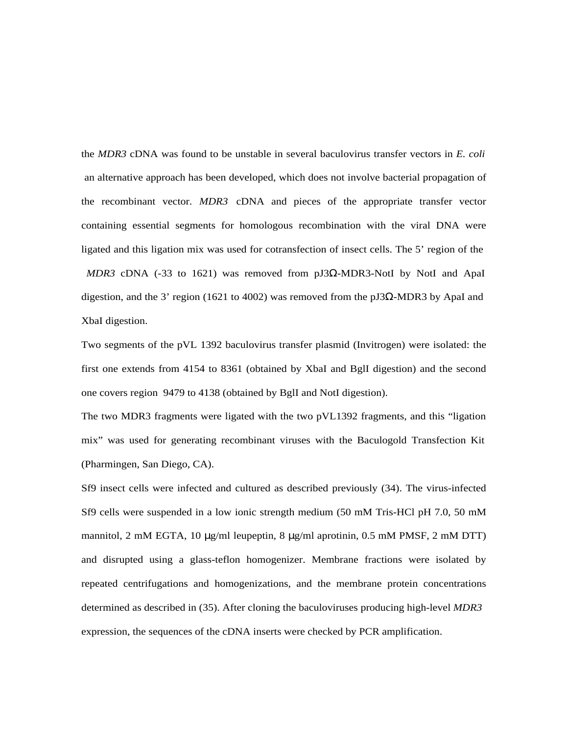the *MDR3* cDNA was found to be unstable in several baculovirus transfer vectors in *E. coli* an alternative approach has been developed, which does not involve bacterial propagation of the recombinant vector. *MDR3* cDNA and pieces of the appropriate transfer vector containing essential segments for homologous recombination with the viral DNA were ligated and this ligation mix was used for cotransfection of insect cells. The 5' region of the *MDR3* cDNA (-33 to 1621) was removed from pJ3Ω-MDR3-NotI by NotI and ApaI digestion, and the 3' region (1621 to 4002) was removed from the pJ3Ω-MDR3 by ApaI and XbaI digestion.

Two segments of the pVL 1392 baculovirus transfer plasmid (Invitrogen) were isolated: the first one extends from 4154 to 8361 (obtained by XbaI and BglI digestion) and the second one covers region 9479 to 4138 (obtained by BglI and NotI digestion).

The two MDR3 fragments were ligated with the two pVL1392 fragments, and this "ligation mix" was used for generating recombinant viruses with the Baculogold Transfection Kit (Pharmingen, San Diego, CA).

Sf9 insect cells were infected and cultured as described previously (34). The virus-infected Sf9 cells were suspended in a low ionic strength medium (50 mM Tris-HCl pH 7.0, 50 mM mannitol, 2 mM EGTA, 10 μg/ml leupeptin, 8 μg/ml aprotinin, 0.5 mM PMSF, 2 mM DTT) and disrupted using a glass-teflon homogenizer. Membrane fractions were isolated by repeated centrifugations and homogenizations, and the membrane protein concentrations determined as described in (35). After cloning the baculoviruses producing high-level *MDR3* expression, the sequences of the cDNA inserts were checked by PCR amplification.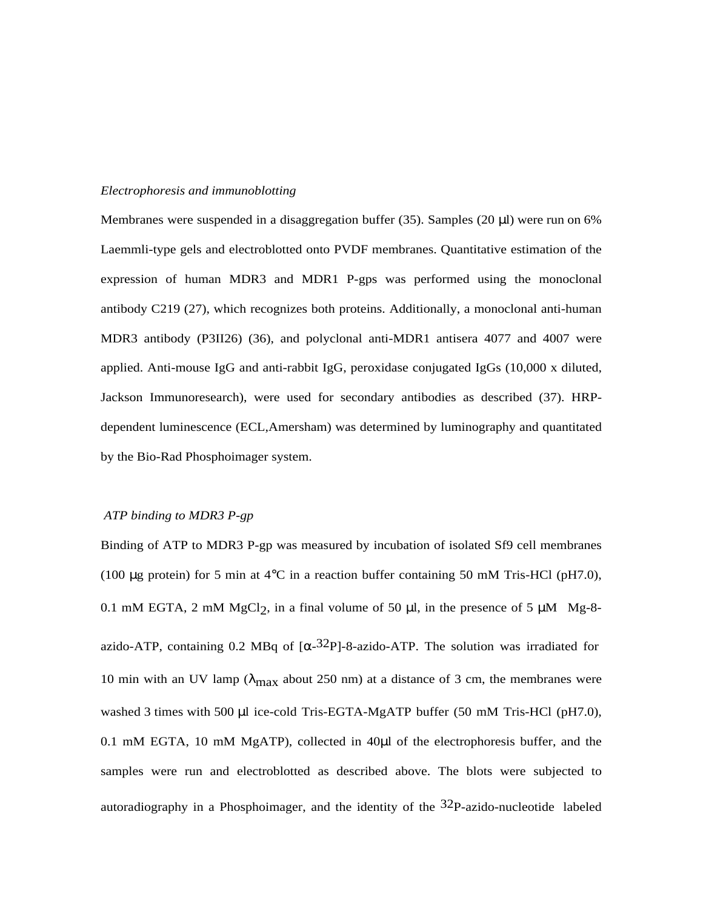*Electrophoresis and immunoblotting*

Membranes were suspended in a disaggregation buffer (35). Samples (20 μl) were run on 6% Laemmli-type gels and electroblotted onto PVDF membranes. Quantitative estimation of the expression of human MDR3 and MDR1 P-gps was performed using the monoclonal antibody C219 (27), which recognizes both proteins. Additionally, a monoclonal anti-human MDR3 antibody (P3II26) (36), and polyclonal anti-MDR1 antisera 4077 and 4007 were applied. Anti-mouse IgG and anti-rabbit IgG, peroxidase conjugated IgGs (10,000 x diluted, Jackson Immunoresearch), were used for secondary antibodies as described (37). HRP-dependent luminescence (ECL,Amersham) was determined by luminography and quantitated by the Bio-Rad Phosphoimager system.

*ATP binding to MDR3 P-gp*

Binding of ATP to MDR3 P-gp was measured by incubation of isolated Sf9 cell membranes (100 μg protein) for 5 min at 4°C in a reaction buffer containing 50 mM Tris-HCl (pH7.0), 0.1 mM EGTA, 2 mM $MgCl_2$, in a final volume of 50 μl, in the presence of 5 μM Mg-8-azido-ATP, containing 0.2 MBq of [$\alpha$-$^{32}$P]-8-azido-ATP. The solution was irradiated for 10 min with an UV lamp ($\lambda_{max}$ about 250 nm) at a distance of 3 cm, the membranes were washed 3 times with 500 μl ice-cold Tris-EGTA-MgATP buffer (50 mM Tris-HCl (pH7.0), 0.1 mM EGTA, 10 mM MgATP), collected in 40μl of the electrophoresis buffer, and the samples were run and electroblotted as described above. The blots were subjected to autoradiography in a Phosphoimager, and the identity of the $^{32}$P-azido-nucleotide labeled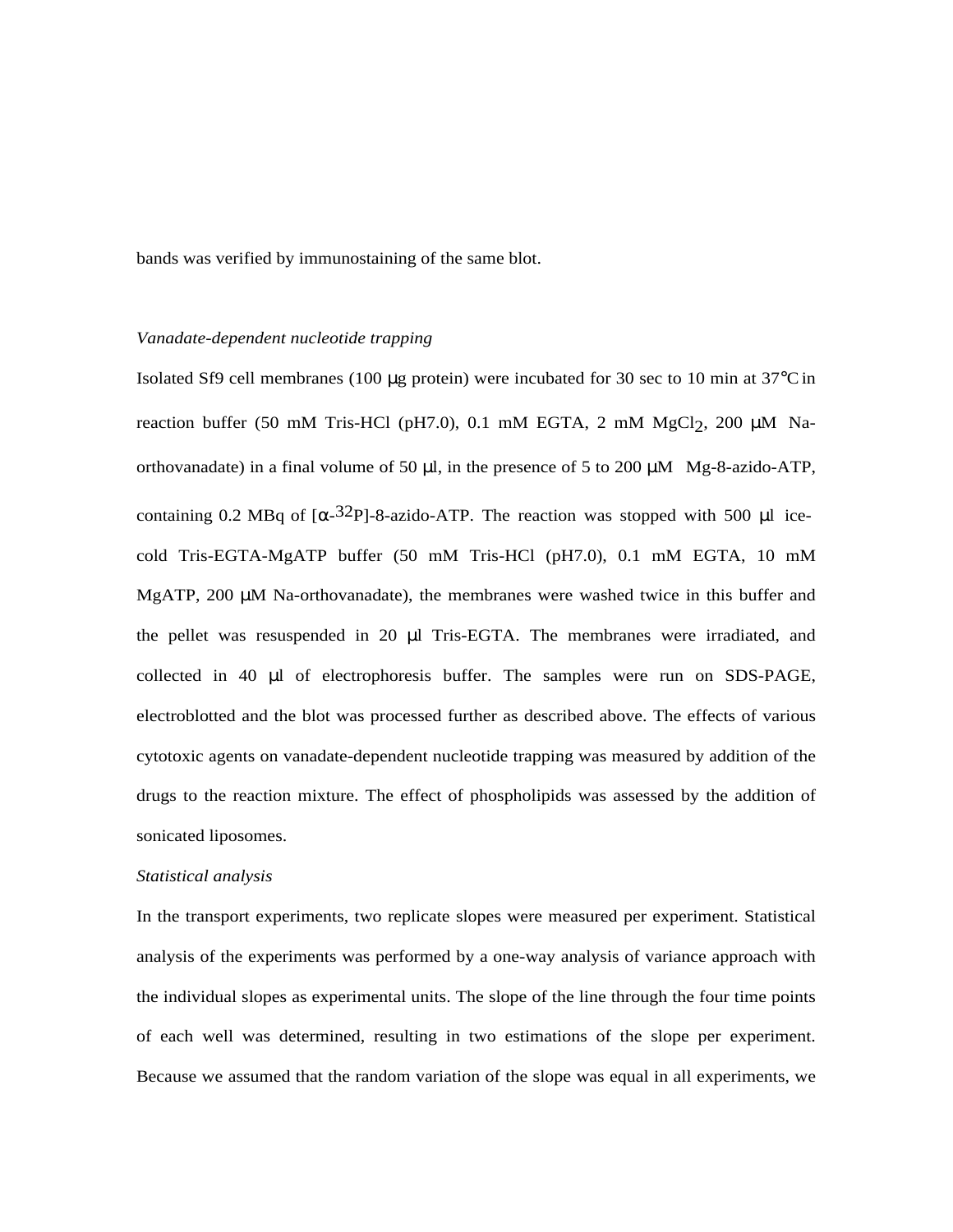bands was verified by immunostaining of the same blot.

*Vanadate-dependent nucleotide trapping*

Isolated Sf9 cell membranes (100 μg protein) were incubated for 30 sec to 10 min at 37°C in reaction buffer (50 mM Tris-HCl (pH7.0), 0.1 mM EGTA, 2 mM $MgCl_2$, 200 μM Na-orthovanadate) in a final volume of 50 μl, in the presence of 5 to 200 μM Mg-8-azido-ATP, containing 0.2 MBq of [α-$^{32}$P]-8-azido-ATP. The reaction was stopped with 500 μl ice-cold Tris-EGTA-MgATP buffer (50 mM Tris-HCl (pH7.0), 0.1 mM EGTA, 10 mM MgATP, 200 μM Na-orthovanadate), the membranes were washed twice in this buffer and the pellet was resuspended in 20 μl Tris-EGTA. The membranes were irradiated, and collected in 40 μl of electrophoresis buffer. The samples were run on SDS-PAGE, electroblotted and the blot was processed further as described above. The effects of various cytotoxic agents on vanadate-dependent nucleotide trapping was measured by addition of the drugs to the reaction mixture. The effect of phospholipids was assessed by the addition of sonicated liposomes.

*Statistical analysis*

In the transport experiments, two replicate slopes were measured per experiment. Statistical analysis of the experiments was performed by a one-way analysis of variance approach with the individual slopes as experimental units. The slope of the line through the four time points of each well was determined, resulting in two estimations of the slope per experiment. Because we assumed that the random variation of the slope was equal in all experiments, we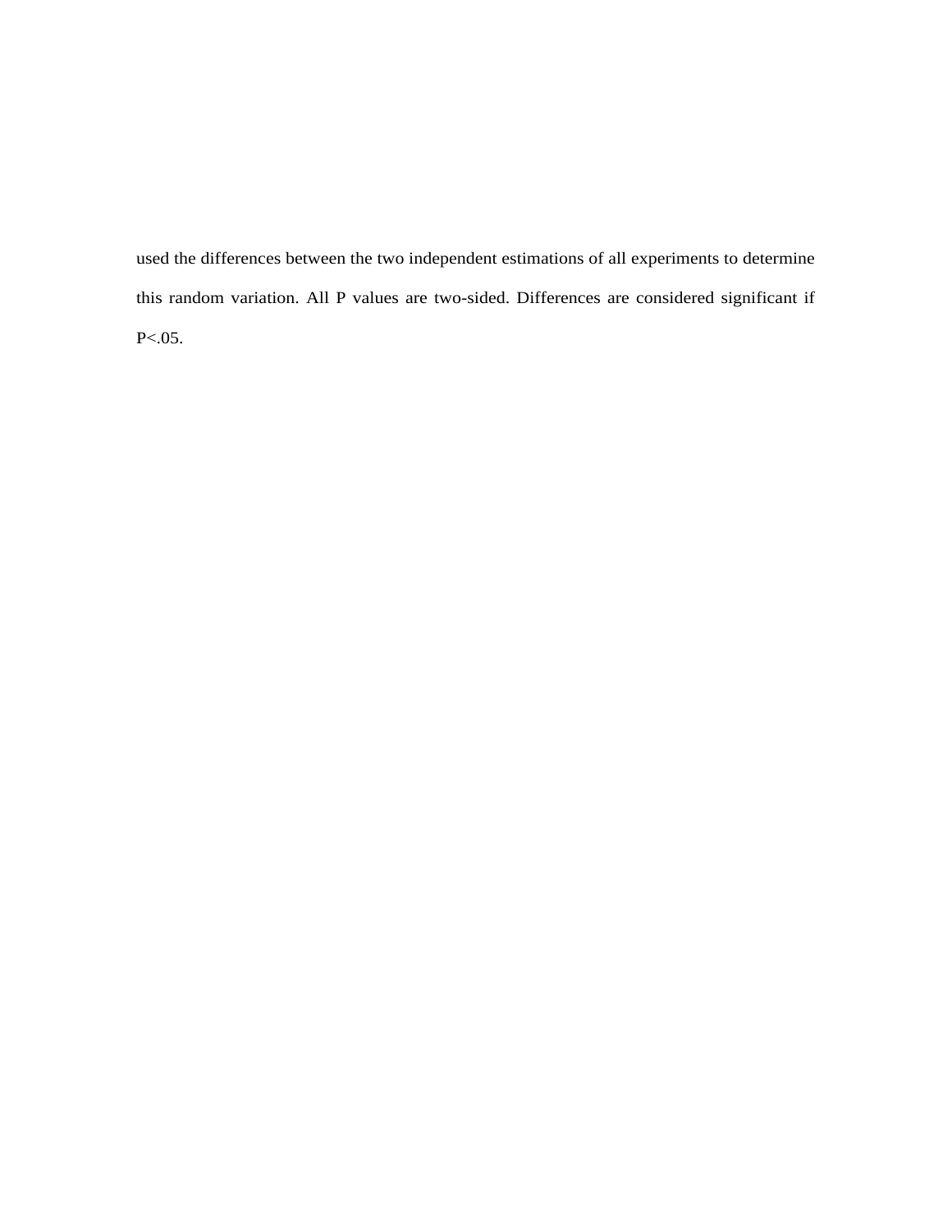used the differences between the two independent estimations of all experiments to determine this random variation. All P values are two-sided. Differences are considered significant if $P<.05$.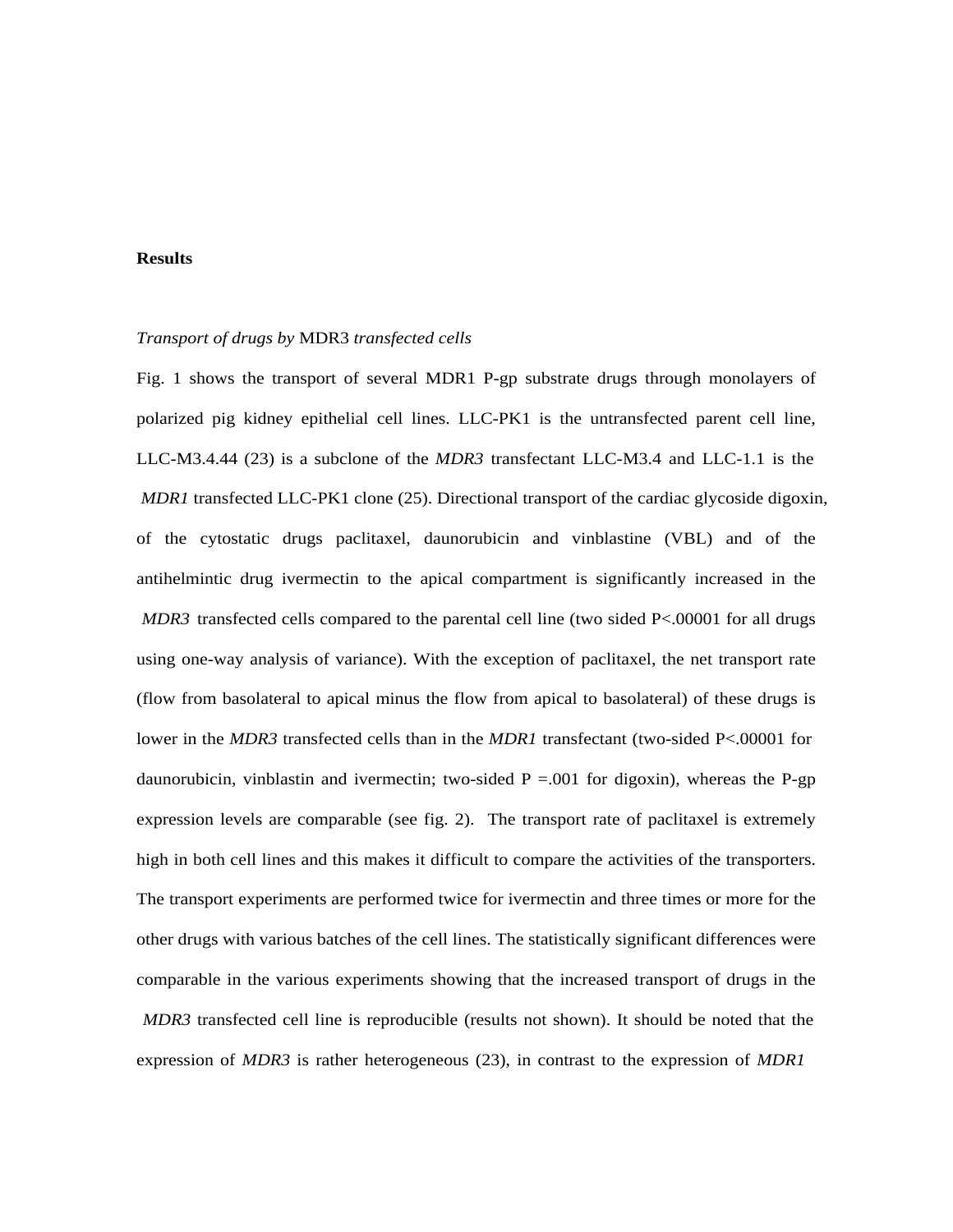**Results**

*Transport of drugs by* MDR3 *transfected cells*

Fig. 1 shows the transport of several MDR1 P-gp substrate drugs through monolayers of polarized pig kidney epithelial cell lines. LLC-PK1 is the untransfected parent cell line, LLC-M3.4.44 (23) is a subclone of the *MDR3* transfectant LLC-M3.4 and LLC-1.1 is the *MDR1* transfected LLC-PK1 clone (25). Directional transport of the cardiac glycoside digoxin, of the cytostatic drugs paclitaxel, daunorubicin and vinblastine (VBL) and of the antihelmintic drug ivermectin to the apical compartment is significantly increased in the *MDR3* transfected cells compared to the parental cell line (two sided $P<.00001$ for all drugs using one-way analysis of variance). With the exception of paclitaxel, the net transport rate (flow from basolateral to apical minus the flow from apical to basolateral) of these drugs is lower in the *MDR3* transfected cells than in the *MDR1* transfectant (two-sided $P<.00001$ for daunorubicin, vinblastin and ivermectin; two-sided $P = .001$ for digoxin), whereas the P-gp expression levels are comparable (see fig. 2). The transport rate of paclitaxel is extremely high in both cell lines and this makes it difficult to compare the activities of the transporters. The transport experiments are performed twice for ivermectin and three times or more for the other drugs with various batches of the cell lines. The statistically significant differences were comparable in the various experiments showing that the increased transport of drugs in the *MDR3* transfected cell line is reproducible (results not shown). It should be noted that the expression of *MDR3* is rather heterogeneous (23), in contrast to the expression of *MDR1*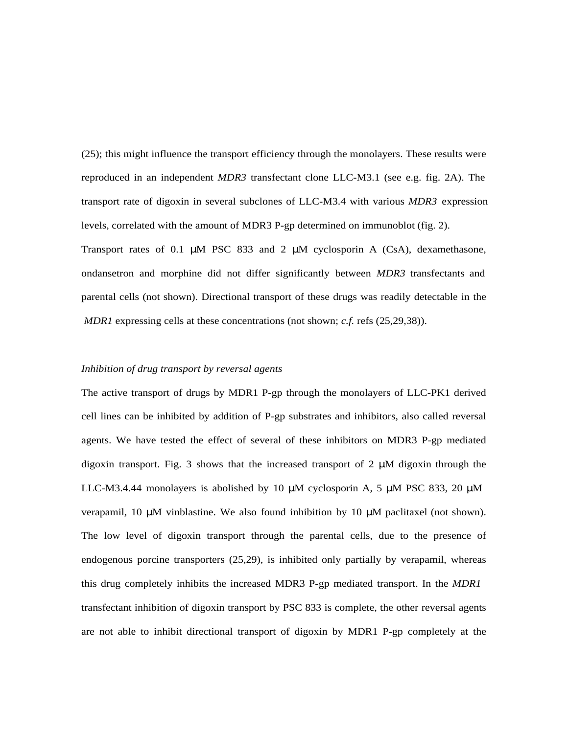(25); this might influence the transport efficiency through the monolayers. These results were reproduced in an independent *MDR3* transfectant clone LLC-M3.1 (see e.g. fig. 2A). The transport rate of digoxin in several subclones of LLC-M3.4 with various *MDR3* expression levels, correlated with the amount of MDR3 P-gp determined on immunoblot (fig. 2).

Transport rates of 0.1 μM PSC 833 and 2 μM cyclosporin A (CsA), dexamethasone, ondansetron and morphine did not differ significantly between *MDR3* transfectants and parental cells (not shown). Directional transport of these drugs was readily detectable in the *MDR1* expressing cells at these concentrations (not shown; *c.f.* refs (25,29,38)).

*Inhibition of drug transport by reversal agents*

The active transport of drugs by MDR1 P-gp through the monolayers of LLC-PK1 derived cell lines can be inhibited by addition of P-gp substrates and inhibitors, also called reversal agents. We have tested the effect of several of these inhibitors on MDR3 P-gp mediated digoxin transport. Fig. 3 shows that the increased transport of 2 μM digoxin through the LLC-M3.4.44 monolayers is abolished by 10 μM cyclosporin A, 5 μM PSC 833, 20 μM verapamil, 10 μM vinblastine. We also found inhibition by 10 μM paclitaxel (not shown). The low level of digoxin transport through the parental cells, due to the presence of endogenous porcine transporters (25,29), is inhibited only partially by verapamil, whereas this drug completely inhibits the increased MDR3 P-gp mediated transport. In the *MDR1* transfectant inhibition of digoxin transport by PSC 833 is complete, the other reversal agents are not able to inhibit directional transport of digoxin by MDR1 P-gp completely at the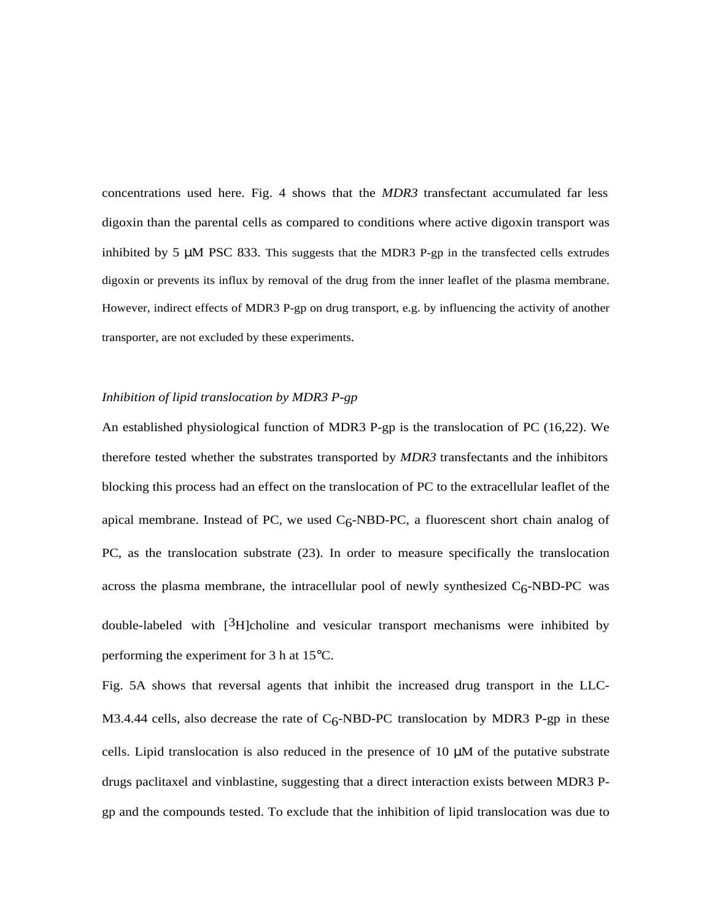concentrations used here. Fig. 4 shows that the *MDR3* transfectant accumulated far less digoxin than the parental cells as compared to conditions where active digoxin transport was inhibited by 5 μM PSC 833. This suggests that the MDR3 P-gp in the transfected cells extrudes digoxin or prevents its influx by removal of the drug from the inner leaflet of the plasma membrane. However, indirect effects of MDR3 P-gp on drug transport, e.g. by influencing the activity of another transporter, are not excluded by these experiments.

*Inhibition of lipid translocation by MDR3 P-gp*

An established physiological function of MDR3 P-gp is the translocation of PC (16,22). We therefore tested whether the substrates transported by *MDR3* transfectants and the inhibitors blocking this process had an effect on the translocation of PC to the extracellular leaflet of the apical membrane. Instead of PC, we used $C_6$-NBD-PC, a fluorescent short chain analog of PC, as the translocation substrate (23). In order to measure specifically the translocation across the plasma membrane, the intracellular pool of newly synthesized $C_6$-NBD-PC was double-labeled with [$^3$H]choline and vesicular transport mechanisms were inhibited by performing the experiment for 3 h at 15°C.

Fig. 5A shows that reversal agents that inhibit the increased drug transport in the LLC-M3.4.44 cells, also decrease the rate of $C_6$-NBD-PC translocation by MDR3 P-gp in these cells. Lipid translocation is also reduced in the presence of 10 μM of the putative substrate drugs paclitaxel and vinblastine, suggesting that a direct interaction exists between MDR3 P-gp and the compounds tested. To exclude that the inhibition of lipid translocation was due to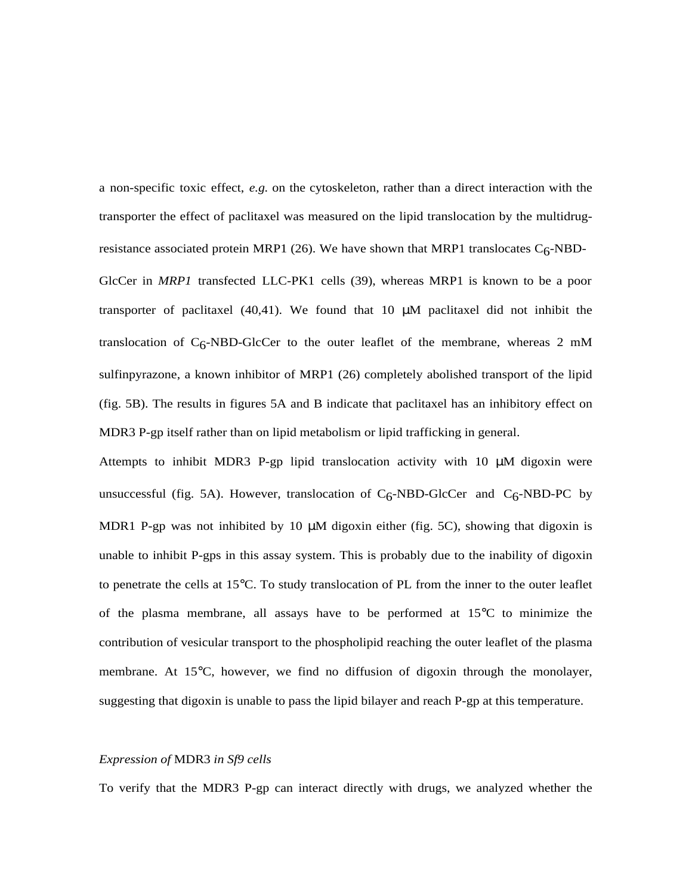a non-specific toxic effect, *e.g.* on the cytoskeleton, rather than a direct interaction with the transporter the effect of paclitaxel was measured on the lipid translocation by the multidrug-resistance associated protein MRP1 (26). We have shown that MRP1 translocates $C_6$-NBD-GlcCer in *MRP1* transfected LLC-PK1 cells (39), whereas MRP1 is known to be a poor transporter of paclitaxel (40,41). We found that 10 μM paclitaxel did not inhibit the translocation of $C_6$-NBD-GlcCer to the outer leaflet of the membrane, whereas 2 mM sulfinpyrazone, a known inhibitor of MRP1 (26) completely abolished transport of the lipid (fig. 5B). The results in figures 5A and B indicate that paclitaxel has an inhibitory effect on MDR3 P-gp itself rather than on lipid metabolism or lipid trafficking in general.

Attempts to inhibit MDR3 P-gp lipid translocation activity with 10 μM digoxin were unsuccessful (fig. 5A). However, translocation of $C_6$-NBD-GlcCer and $C_6$-NBD-PC by MDR1 P-gp was not inhibited by 10 μM digoxin either (fig. 5C), showing that digoxin is unable to inhibit P-gps in this assay system. This is probably due to the inability of digoxin to penetrate the cells at 15°C. To study translocation of PL from the inner to the outer leaflet of the plasma membrane, all assays have to be performed at 15°C to minimize the contribution of vesicular transport to the phospholipid reaching the outer leaflet of the plasma membrane. At 15°C, however, we find no diffusion of digoxin through the monolayer, suggesting that digoxin is unable to pass the lipid bilayer and reach P-gp at this temperature.

### *Expression of* MDR3 *in Sf9 cells*

To verify that the MDR3 P-gp can interact directly with drugs, we analyzed whether the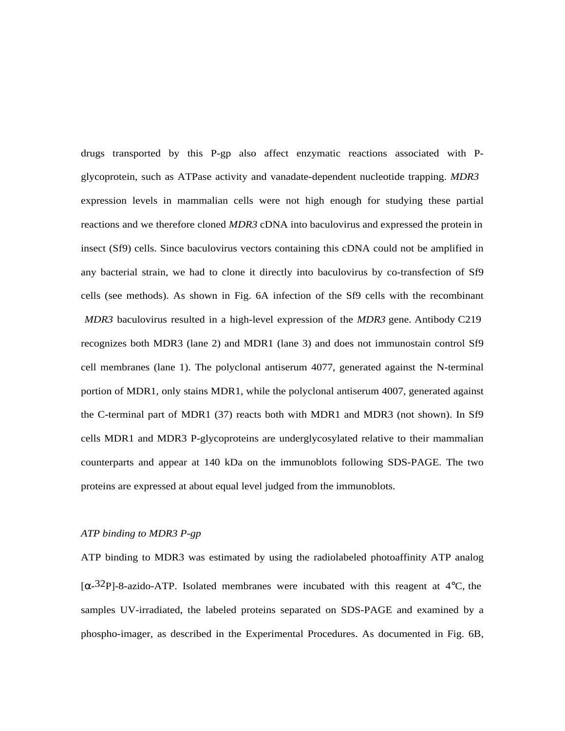drugs transported by this P-gp also affect enzymatic reactions associated with P-glycoprotein, such as ATPase activity and vanadate-dependent nucleotide trapping. *MDR3* expression levels in mammalian cells were not high enough for studying these partial reactions and we therefore cloned *MDR3* cDNA into baculovirus and expressed the protein in insect (Sf9) cells. Since baculovirus vectors containing this cDNA could not be amplified in any bacterial strain, we had to clone it directly into baculovirus by co-transfection of Sf9 cells (see methods). As shown in Fig. 6A infection of the Sf9 cells with the recombinant *MDR3* baculovirus resulted in a high-level expression of the *MDR3* gene. Antibody C219 recognizes both MDR3 (lane 2) and MDR1 (lane 3) and does not immunostain control Sf9 cell membranes (lane 1). The polyclonal antiserum 4077, generated against the N-terminal portion of MDR1, only stains MDR1, while the polyclonal antiserum 4007, generated against the C-terminal part of MDR1 (37) reacts both with MDR1 and MDR3 (not shown). In Sf9 cells MDR1 and MDR3 P-glycoproteins are underglycosylated relative to their mammalian counterparts and appear at 140 kDa on the immunoblots following SDS-PAGE. The two proteins are expressed at about equal level judged from the immunoblots.

*ATP binding to MDR3 P-gp*

ATP binding to MDR3 was estimated by using the radiolabeled photoaffinity ATP analog [$\alpha$-$^{32}$P]-8-azido-ATP. Isolated membranes were incubated with this reagent at 4°C, the samples UV-irradiated, the labeled proteins separated on SDS-PAGE and examined by a phospho-imager, as described in the Experimental Procedures. As documented in Fig. 6B,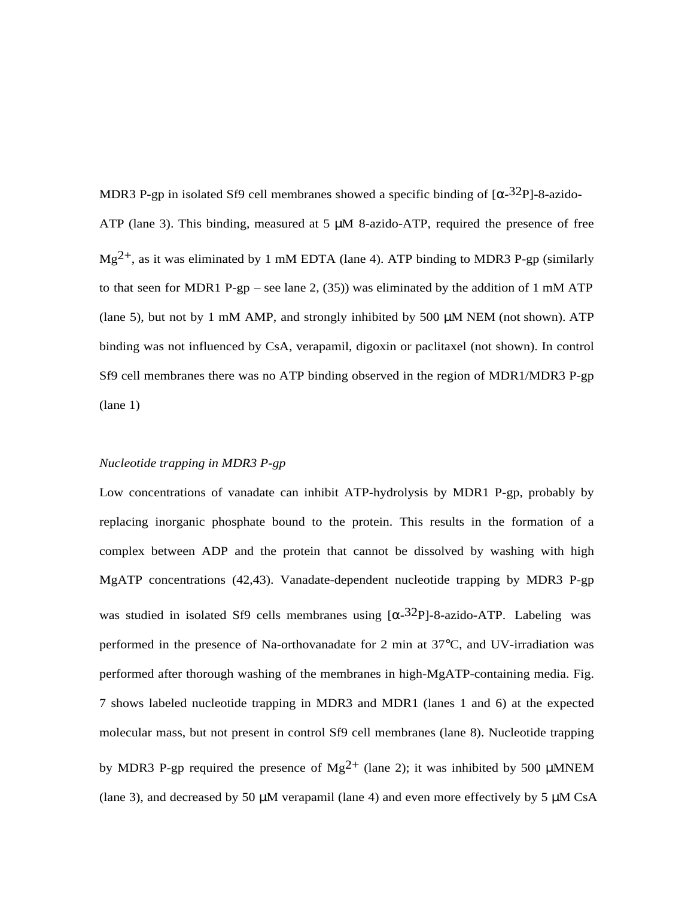MDR3 P-gp in isolated Sf9 cell membranes showed a specific binding of [α-$^{32}$P]-8-azido-ATP (lane 3). This binding, measured at 5 μM 8-azido-ATP, required the presence of free $Mg^{2+}$, as it was eliminated by 1 mM EDTA (lane 4). ATP binding to MDR3 P-gp (similarly to that seen for MDR1 P-gp – see lane 2, (35)) was eliminated by the addition of 1 mM ATP (lane 5), but not by 1 mM AMP, and strongly inhibited by 500 μM NEM (not shown). ATP binding was not influenced by CsA, verapamil, digoxin or paclitaxel (not shown). In control Sf9 cell membranes there was no ATP binding observed in the region of MDR1/MDR3 P-gp (lane 1)

*Nucleotide trapping in MDR3 P-gp*

Low concentrations of vanadate can inhibit ATP-hydrolysis by MDR1 P-gp, probably by replacing inorganic phosphate bound to the protein. This results in the formation of a complex between ADP and the protein that cannot be dissolved by washing with high MgATP concentrations (42,43). Vanadate-dependent nucleotide trapping by MDR3 P-gp was studied in isolated Sf9 cells membranes using [α-$^{32}$P]-8-azido-ATP. Labeling was performed in the presence of Na-orthovanadate for 2 min at 37°C, and UV-irradiation was performed after thorough washing of the membranes in high-MgATP-containing media. Fig. 7 shows labeled nucleotide trapping in MDR3 and MDR1 (lanes 1 and 6) at the expected molecular mass, but not present in control Sf9 cell membranes (lane 8). Nucleotide trapping by MDR3 P-gp required the presence of $Mg^{2+}$ (lane 2); it was inhibited by 500 μMNEM (lane 3), and decreased by 50 μM verapamil (lane 4) and even more effectively by 5 μM CsA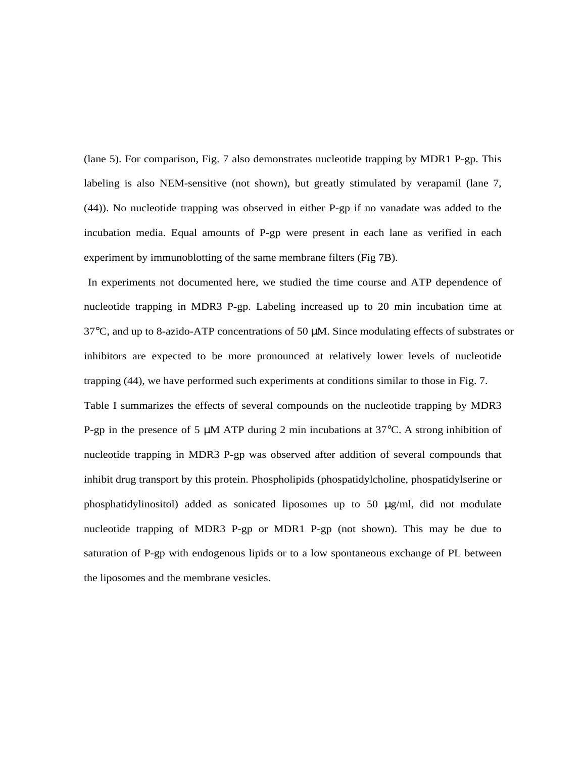(lane 5). For comparison, Fig. 7 also demonstrates nucleotide trapping by MDR1 P-gp. This labeling is also NEM-sensitive (not shown), but greatly stimulated by verapamil (lane 7, (44)). No nucleotide trapping was observed in either P-gp if no vanadate was added to the incubation media. Equal amounts of P-gp were present in each lane as verified in each experiment by immunoblotting of the same membrane filters (Fig 7B).

In experiments not documented here, we studied the time course and ATP dependence of nucleotide trapping in MDR3 P-gp. Labeling increased up to 20 min incubation time at 37°C, and up to 8-azido-ATP concentrations of 50 μM. Since modulating effects of substrates or inhibitors are expected to be more pronounced at relatively lower levels of nucleotide trapping (44), we have performed such experiments at conditions similar to those in Fig. 7.

Table I summarizes the effects of several compounds on the nucleotide trapping by MDR3 P-gp in the presence of 5 μM ATP during 2 min incubations at 37°C. A strong inhibition of nucleotide trapping in MDR3 P-gp was observed after addition of several compounds that inhibit drug transport by this protein. Phospholipids (phospatidylcholine, phospatidylserine or phosphatidylinositol) added as sonicated liposomes up to 50 μg/ml, did not modulate nucleotide trapping of MDR3 P-gp or MDR1 P-gp (not shown). This may be due to saturation of P-gp with endogenous lipids or to a low spontaneous exchange of PL between the liposomes and the membrane vesicles.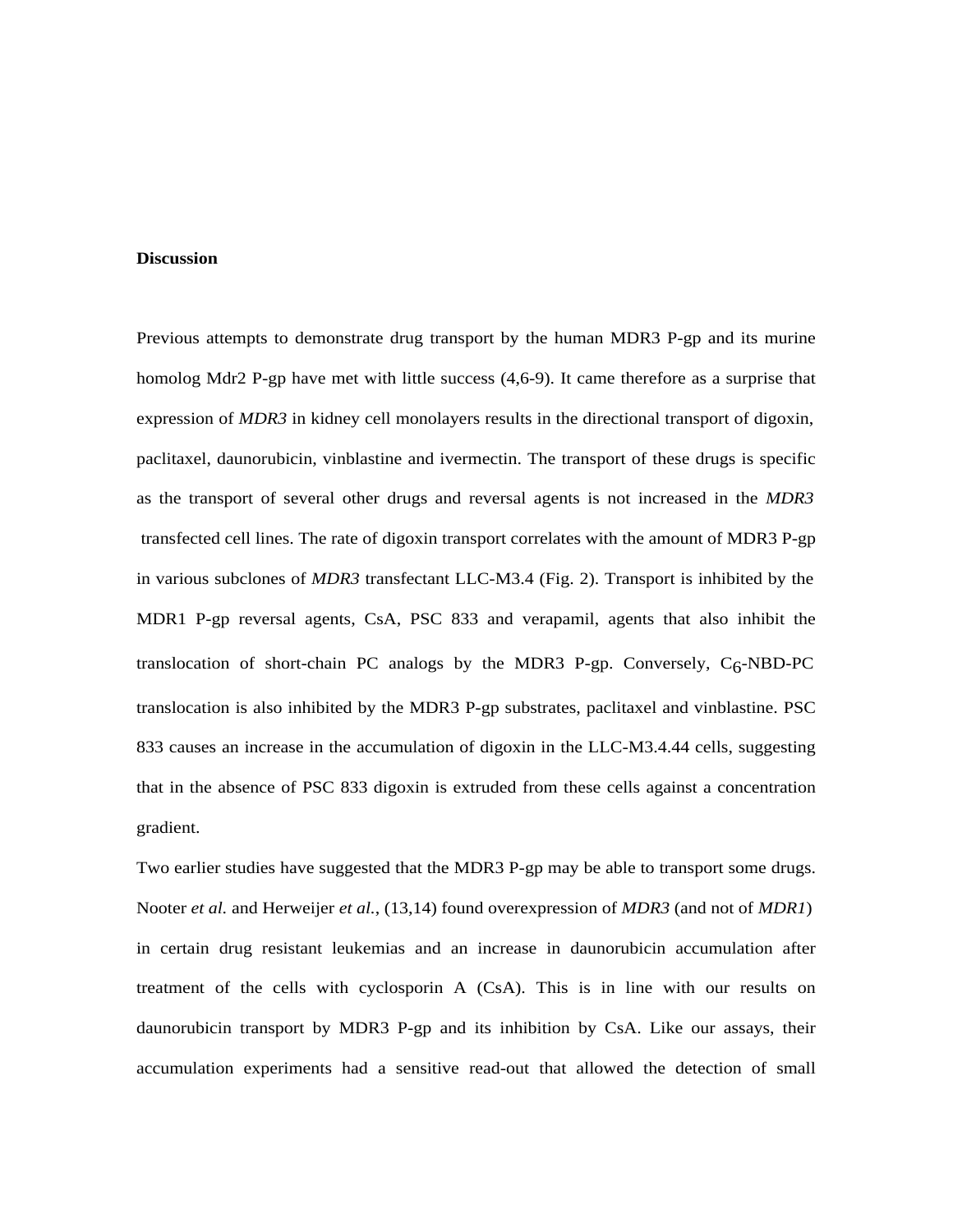**Discussion**

Previous attempts to demonstrate drug transport by the human MDR3 P-gp and its murine homolog Mdr2 P-gp have met with little success (4,6-9). It came therefore as a surprise that expression of *MDR3* in kidney cell monolayers results in the directional transport of digoxin, paclitaxel, daunorubicin, vinblastine and ivermectin. The transport of these drugs is specific as the transport of several other drugs and reversal agents is not increased in the *MDR3* transfected cell lines. The rate of digoxin transport correlates with the amount of MDR3 P-gp in various subclones of *MDR3* transfectant LLC-M3.4 (Fig. 2). Transport is inhibited by the MDR1 P-gp reversal agents, CsA, PSC 833 and verapamil, agents that also inhibit the translocation of short-chain PC analogs by the MDR3 P-gp. Conversely, $C_6$-NBD-PC translocation is also inhibited by the MDR3 P-gp substrates, paclitaxel and vinblastine. PSC 833 causes an increase in the accumulation of digoxin in the LLC-M3.4.44 cells, suggesting that in the absence of PSC 833 digoxin is extruded from these cells against a concentration gradient.

Two earlier studies have suggested that the MDR3 P-gp may be able to transport some drugs. Nooter *et al.* and Herweijer *et al.*, (13,14) found overexpression of *MDR3* (and not of *MDR1*) in certain drug resistant leukemias and an increase in daunorubicin accumulation after treatment of the cells with cyclosporin A (CsA). This is in line with our results on daunorubicin transport by MDR3 P-gp and its inhibition by CsA. Like our assays, their accumulation experiments had a sensitive read-out that allowed the detection of small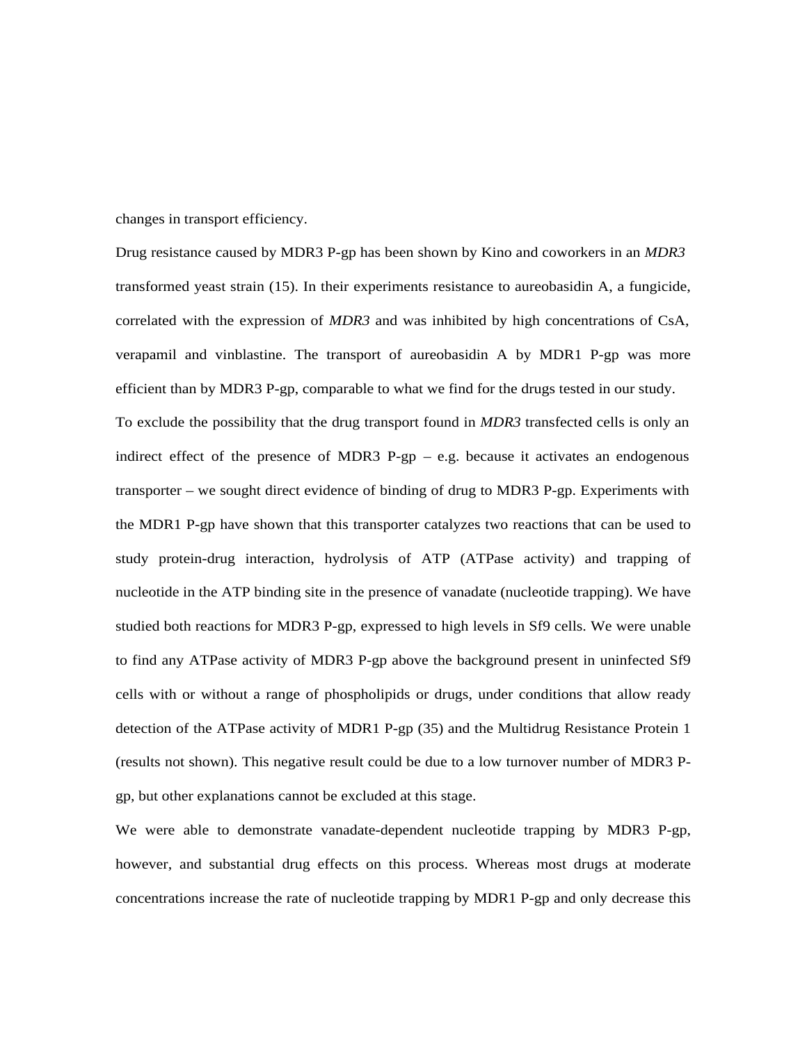changes in transport efficiency.

Drug resistance caused by MDR3 P-gp has been shown by Kino and coworkers in an *MDR3* transformed yeast strain (15). In their experiments resistance to aureobasidin A, a fungicide, correlated with the expression of *MDR3* and was inhibited by high concentrations of CsA, verapamil and vinblastine. The transport of aureobasidin A by MDR1 P-gp was more efficient than by MDR3 P-gp, comparable to what we find for the drugs tested in our study.

To exclude the possibility that the drug transport found in *MDR3* transfected cells is only an indirect effect of the presence of MDR3 P-gp – e.g. because it activates an endogenous transporter – we sought direct evidence of binding of drug to MDR3 P-gp. Experiments with the MDR1 P-gp have shown that this transporter catalyzes two reactions that can be used to study protein-drug interaction, hydrolysis of ATP (ATPase activity) and trapping of nucleotide in the ATP binding site in the presence of vanadate (nucleotide trapping). We have studied both reactions for MDR3 P-gp, expressed to high levels in Sf9 cells. We were unable to find any ATPase activity of MDR3 P-gp above the background present in uninfected Sf9 cells with or without a range of phospholipids or drugs, under conditions that allow ready detection of the ATPase activity of MDR1 P-gp (35) and the Multidrug Resistance Protein 1 (results not shown). This negative result could be due to a low turnover number of MDR3 P-gp, but other explanations cannot be excluded at this stage.

We were able to demonstrate vanadate-dependent nucleotide trapping by MDR3 P-gp, however, and substantial drug effects on this process. Whereas most drugs at moderate concentrations increase the rate of nucleotide trapping by MDR1 P-gp and only decrease this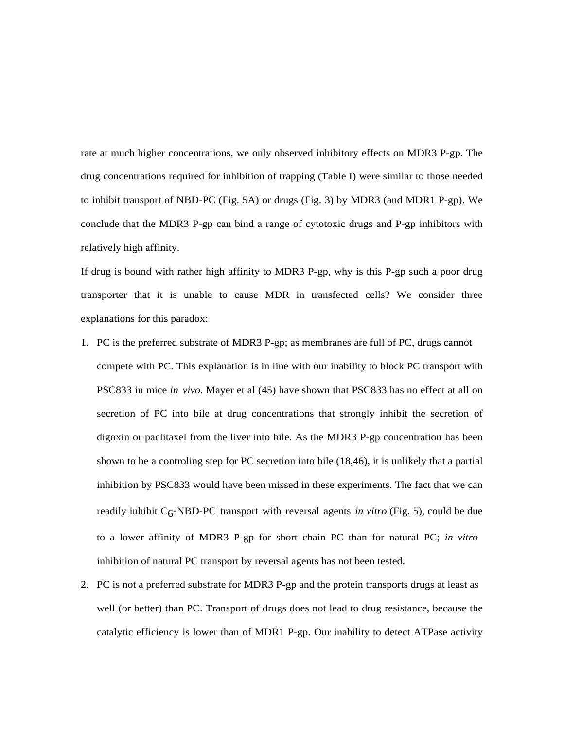rate at much higher concentrations, we only observed inhibitory effects on MDR3 P-gp. The drug concentrations required for inhibition of trapping (Table I) were similar to those needed to inhibit transport of NBD-PC (Fig. 5A) or drugs (Fig. 3) by MDR3 (and MDR1 P-gp). We conclude that the MDR3 P-gp can bind a range of cytotoxic drugs and P-gp inhibitors with relatively high affinity.

If drug is bound with rather high affinity to MDR3 P-gp, why is this P-gp such a poor drug transporter that it is unable to cause MDR in transfected cells? We consider three explanations for this paradox:

1. PC is the preferred substrate of MDR3 P-gp; as membranes are full of PC, drugs cannot compete with PC. This explanation is in line with our inability to block PC transport with PSC833 in mice *in vivo*. Mayer et al (45) have shown that PSC833 has no effect at all on secretion of PC into bile at drug concentrations that strongly inhibit the secretion of digoxin or paclitaxel from the liver into bile. As the MDR3 P-gp concentration has been shown to be a controling step for PC secretion into bile (18,46), it is unlikely that a partial inhibition by PSC833 would have been missed in these experiments. The fact that we can readily inhibit $C_6$-NBD-PC transport with reversal agents *in vitro* (Fig. 5), could be due to a lower affinity of MDR3 P-gp for short chain PC than for natural PC; *in vitro* inhibition of natural PC transport by reversal agents has not been tested.
2. PC is not a preferred substrate for MDR3 P-gp and the protein transports drugs at least as well (or better) than PC. Transport of drugs does not lead to drug resistance, because the catalytic efficiency is lower than of MDR1 P-gp. Our inability to detect ATPase activity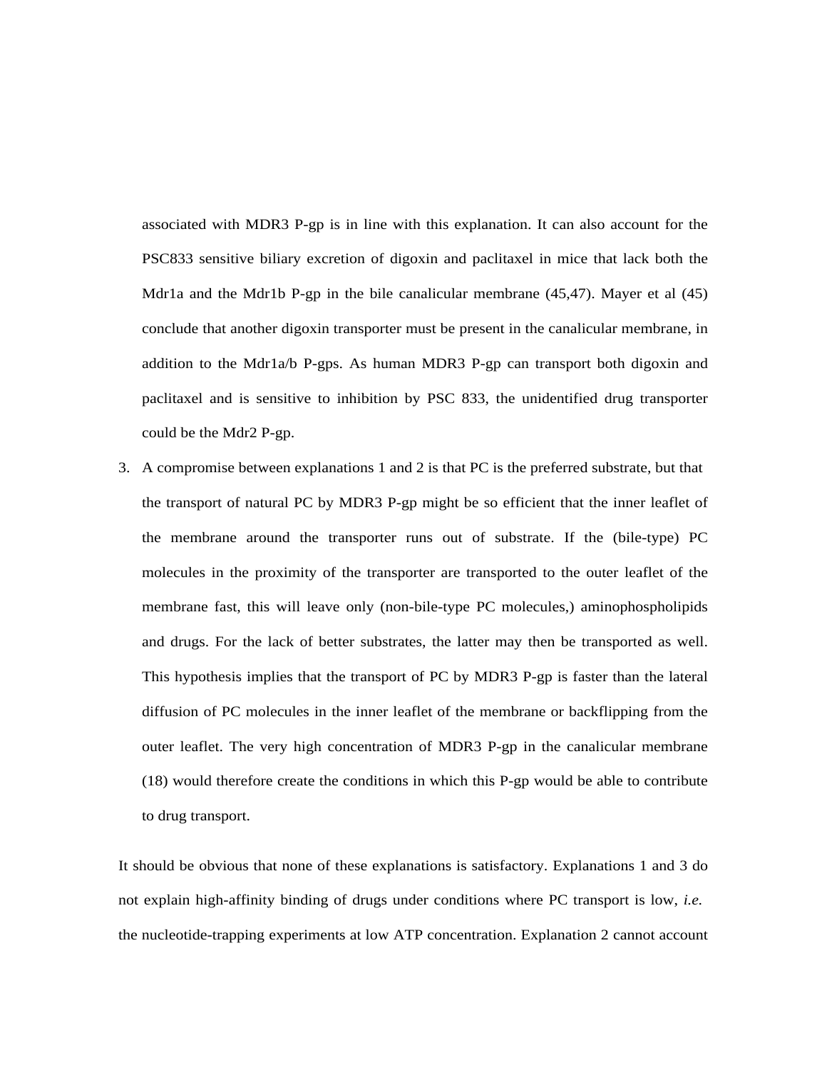associated with MDR3 P-gp is in line with this explanation. It can also account for the PSC833 sensitive biliary excretion of digoxin and paclitaxel in mice that lack both the Mdr1a and the Mdr1b P-gp in the bile canalicular membrane (45,47). Mayer et al (45) conclude that another digoxin transporter must be present in the canalicular membrane, in addition to the Mdr1a/b P-gps. As human MDR3 P-gp can transport both digoxin and paclitaxel and is sensitive to inhibition by PSC 833, the unidentified drug transporter could be the Mdr2 P-gp.

3. A compromise between explanations 1 and 2 is that PC is the preferred substrate, but that the transport of natural PC by MDR3 P-gp might be so efficient that the inner leaflet of the membrane around the transporter runs out of substrate. If the (bile-type) PC molecules in the proximity of the transporter are transported to the outer leaflet of the membrane fast, this will leave only (non-bile-type PC molecules,) aminophospholipids and drugs. For the lack of better substrates, the latter may then be transported as well. This hypothesis implies that the transport of PC by MDR3 P-gp is faster than the lateral diffusion of PC molecules in the inner leaflet of the membrane or backflipping from the outer leaflet. The very high concentration of MDR3 P-gp in the canalicular membrane (18) would therefore create the conditions in which this P-gp would be able to contribute to drug transport.

It should be obvious that none of these explanations is satisfactory. Explanations 1 and 3 do not explain high-affinity binding of drugs under conditions where PC transport is low, *i.e.* the nucleotide-trapping experiments at low ATP concentration. Explanation 2 cannot account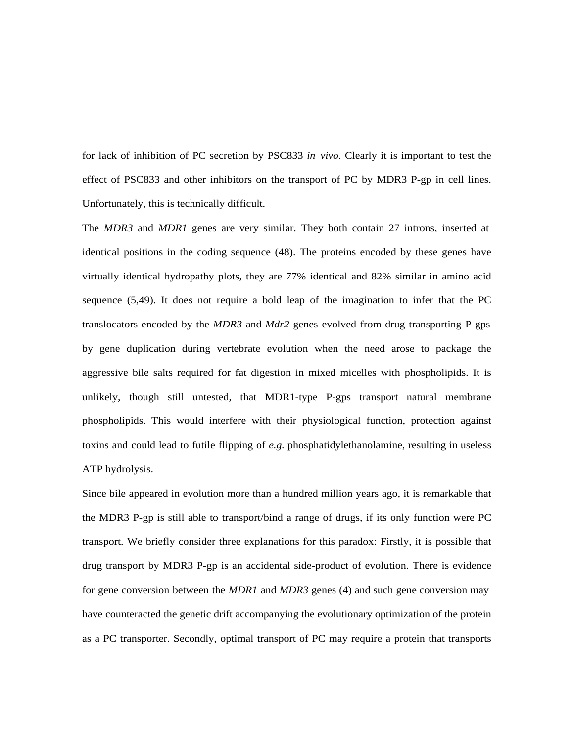for lack of inhibition of PC secretion by PSC833 *in vivo*. Clearly it is important to test the effect of PSC833 and other inhibitors on the transport of PC by MDR3 P-gp in cell lines. Unfortunately, this is technically difficult.

The *MDR3* and *MDR1* genes are very similar. They both contain 27 introns, inserted at identical positions in the coding sequence (48). The proteins encoded by these genes have virtually identical hydropathy plots, they are 77% identical and 82% similar in amino acid sequence (5,49). It does not require a bold leap of the imagination to infer that the PC translocators encoded by the *MDR3* and *Mdr2* genes evolved from drug transporting P-gps by gene duplication during vertebrate evolution when the need arose to package the aggressive bile salts required for fat digestion in mixed micelles with phospholipids. It is unlikely, though still untested, that MDR1-type P-gps transport natural membrane phospholipids. This would interfere with their physiological function, protection against toxins and could lead to futile flipping of *e.g.* phosphatidylethanolamine, resulting in useless ATP hydrolysis.

Since bile appeared in evolution more than a hundred million years ago, it is remarkable that the MDR3 P-gp is still able to transport/bind a range of drugs, if its only function were PC transport. We briefly consider three explanations for this paradox: Firstly, it is possible that drug transport by MDR3 P-gp is an accidental side-product of evolution. There is evidence for gene conversion between the *MDR1* and *MDR3* genes (4) and such gene conversion may have counteracted the genetic drift accompanying the evolutionary optimization of the protein as a PC transporter. Secondly, optimal transport of PC may require a protein that transports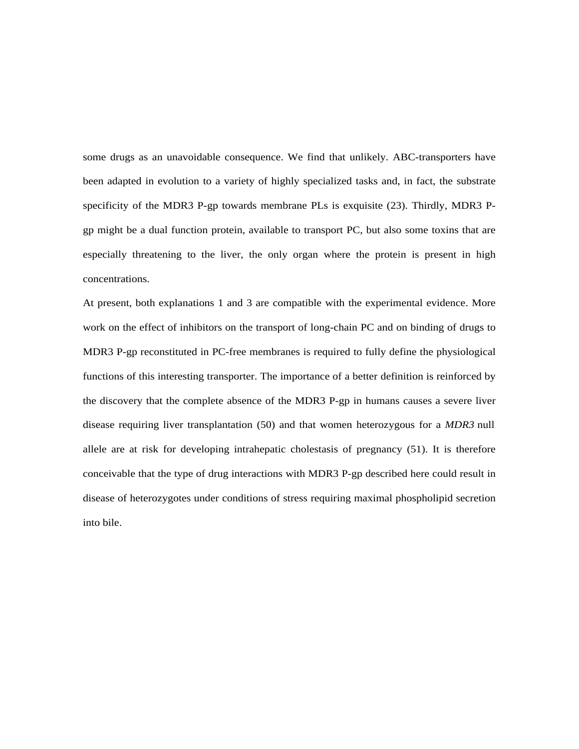some drugs as an unavoidable consequence. We find that unlikely. ABC-transporters have been adapted in evolution to a variety of highly specialized tasks and, in fact, the substrate specificity of the MDR3 P-gp towards membrane PLs is exquisite (23). Thirdly, MDR3 P-gp might be a dual function protein, available to transport PC, but also some toxins that are especially threatening to the liver, the only organ where the protein is present in high concentrations.

At present, both explanations 1 and 3 are compatible with the experimental evidence. More work on the effect of inhibitors on the transport of long-chain PC and on binding of drugs to MDR3 P-gp reconstituted in PC-free membranes is required to fully define the physiological functions of this interesting transporter. The importance of a better definition is reinforced by the discovery that the complete absence of the MDR3 P-gp in humans causes a severe liver disease requiring liver transplantation (50) and that women heterozygous for a *MDR3* null allele are at risk for developing intrahepatic cholestasis of pregnancy (51). It is therefore conceivable that the type of drug interactions with MDR3 P-gp described here could result in disease of heterozygotes under conditions of stress requiring maximal phospholipid secretion into bile.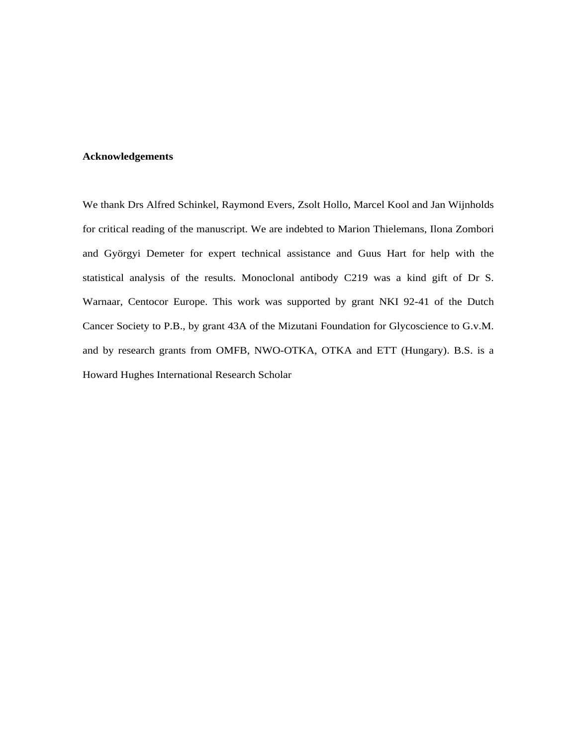**Acknowledgements**

We thank Drs Alfred Schinkel, Raymond Evers, Zsolt Hollo, Marcel Kool and Jan Wijnholds for critical reading of the manuscript. We are indebted to Marion Thielemans, Ilona Zombori and Györgyi Demeter for expert technical assistance and Guus Hart for help with the statistical analysis of the results. Monoclonal antibody C219 was a kind gift of Dr S. Warnaar, Centocor Europe. This work was supported by grant NKI 92-41 of the Dutch Cancer Society to P.B., by grant 43A of the Mizutani Foundation for Glycoscience to G.v.M. and by research grants from OMFB, NWO-OTKA, OTKA and ETT (Hungary). B.S. is a Howard Hughes International Research Scholar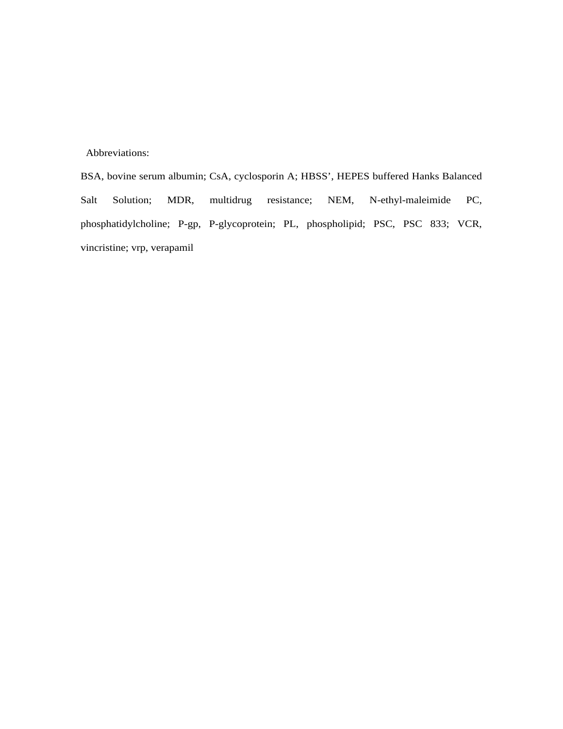Abbreviations:

BSA, bovine serum albumin; CsA, cyclosporin A; HBSS’, HEPES buffered Hanks Balanced Salt Solution; MDR, multidrug resistance; NEM, N-ethyl-maleimide PC, phosphatidylcholine; P-gp, P-glycoprotein; PL, phospholipid; PSC, PSC 833; VCR, vincristine; vrp, verapamil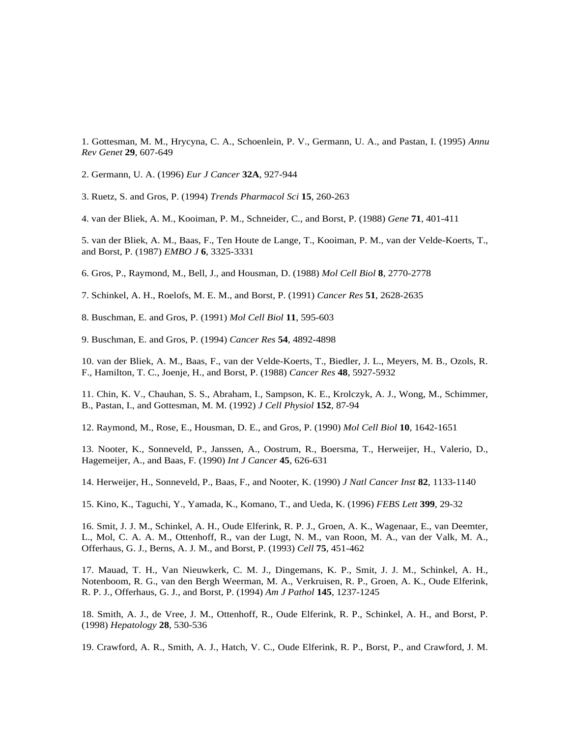1. Gottesman, M. M., Hrycyna, C. A., Schoenlein, P. V., Germann, U. A., and Pastan, I. (1995) *Annu Rev Genet* **29**, 607-649

2. Germann, U. A. (1996) *Eur J Cancer* **32A**, 927-944

3. Ruetz, S. and Gros, P. (1994) *Trends Pharmacol Sci* **15**, 260-263

4. van der Bliek, A. M., Kooiman, P. M., Schneider, C., and Borst, P. (1988) *Gene* **71**, 401-411

5. van der Bliek, A. M., Baas, F., Ten Houte de Lange, T., Kooiman, P. M., van der Velde-Koerts, T., and Borst, P. (1987) *EMBO J* **6**, 3325-3331

6. Gros, P., Raymond, M., Bell, J., and Housman, D. (1988) *Mol Cell Biol* **8**, 2770-2778

7. Schinkel, A. H., Roelofs, M. E. M., and Borst, P. (1991) *Cancer Res* **51**, 2628-2635

8. Buschman, E. and Gros, P. (1991) *Mol Cell Biol* **11**, 595-603

9. Buschman, E. and Gros, P. (1994) *Cancer Res* **54**, 4892-4898

10. van der Bliek, A. M., Baas, F., van der Velde-Koerts, T., Biedler, J. L., Meyers, M. B., Ozols, R. F., Hamilton, T. C., Joenje, H., and Borst, P. (1988) *Cancer Res* **48**, 5927-5932

11. Chin, K. V., Chauhan, S. S., Abraham, I., Sampson, K. E., Krolczyk, A. J., Wong, M., Schimmer, B., Pastan, I., and Gottesman, M. M. (1992) *J Cell Physiol* **152**, 87-94

12. Raymond, M., Rose, E., Housman, D. E., and Gros, P. (1990) *Mol Cell Biol* **10**, 1642-1651

13. Nooter, K., Sonneveld, P., Janssen, A., Oostrum, R., Boersma, T., Herweijer, H., Valerio, D., Hagemeijer, A., and Baas, F. (1990) *Int J Cancer* **45**, 626-631

14. Herweijer, H., Sonneveld, P., Baas, F., and Nooter, K. (1990) *J Natl Cancer Inst* **82**, 1133-1140

15. Kino, K., Taguchi, Y., Yamada, K., Komano, T., and Ueda, K. (1996) *FEBS Lett* **399**, 29-32

16. Smit, J. J. M., Schinkel, A. H., Oude Elferink, R. P. J., Groen, A. K., Wagenaar, E., van Deemter, L., Mol, C. A. A. M., Ottenhoff, R., van der Lugt, N. M., van Roon, M. A., van der Valk, M. A., Offerhaus, G. J., Berns, A. J. M., and Borst, P. (1993) *Cell* **75**, 451-462

17. Mauad, T. H., Van Nieuwkerk, C. M. J., Dingemans, K. P., Smit, J. J. M., Schinkel, A. H., Notenboom, R. G., van den Bergh Weerman, M. A., Verkruisen, R. P., Groen, A. K., Oude Elferink, R. P. J., Offerhaus, G. J., and Borst, P. (1994) *Am J Pathol* **145**, 1237-1245

18. Smith, A. J., de Vree, J. M., Ottenhoff, R., Oude Elferink, R. P., Schinkel, A. H., and Borst, P. (1998) *Hepatology* **28**, 530-536

19. Crawford, A. R., Smith, A. J., Hatch, V. C., Oude Elferink, R. P., Borst, P., and Crawford, J. M.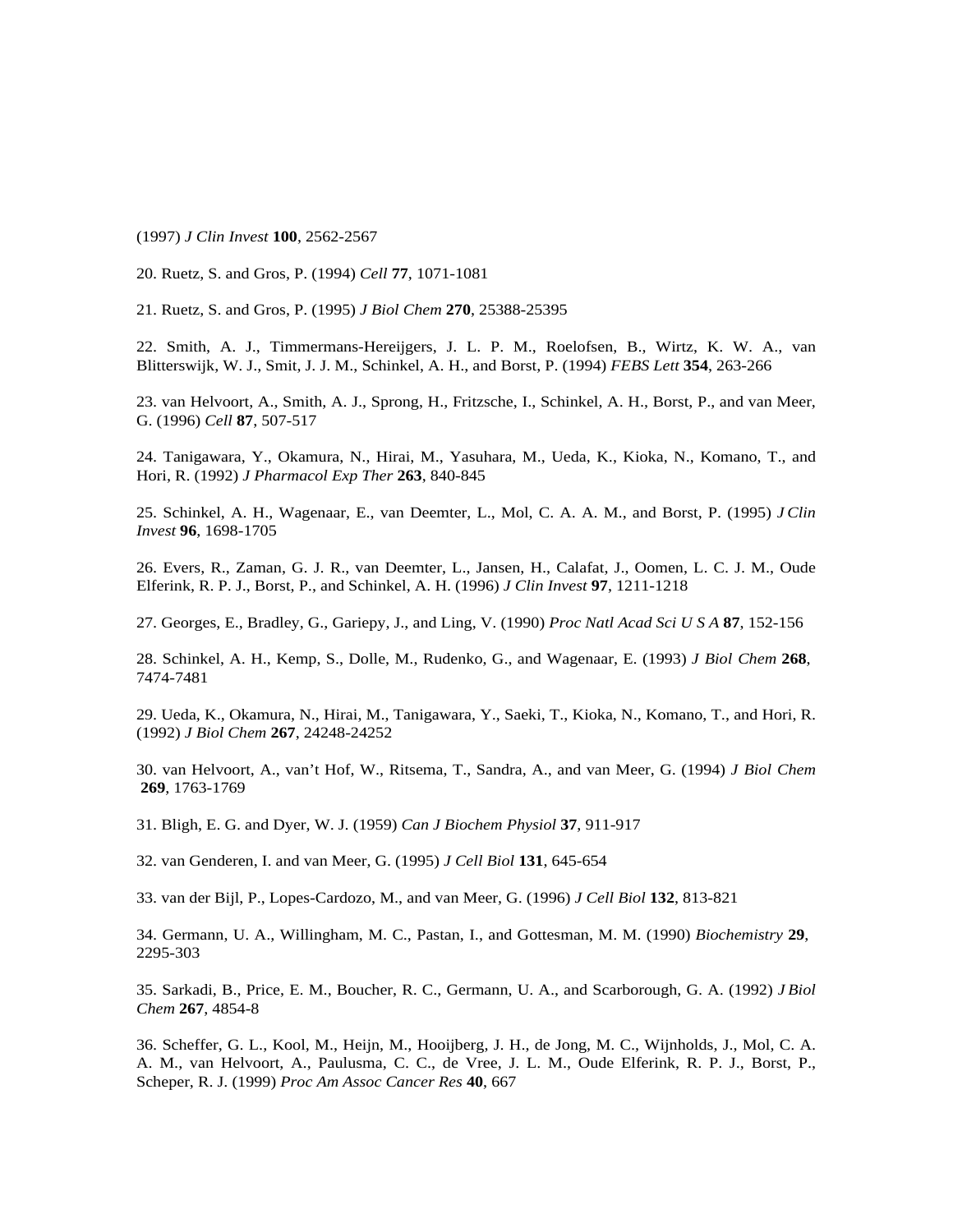(1997) *J Clin Invest* **100**, 2562-2567

20. Ruetz, S. and Gros, P. (1994) *Cell* **77**, 1071-1081

21. Ruetz, S. and Gros, P. (1995) *J Biol Chem* **270**, 25388-25395

22. Smith, A. J., Timmermans-Hereijgers, J. L. P. M., Roelofsen, B., Wirtz, K. W. A., van Blitterswijk, W. J., Smit, J. J. M., Schinkel, A. H., and Borst, P. (1994) *FEBS Lett* **354**, 263-266

23. van Helvoort, A., Smith, A. J., Sprong, H., Fritzsche, I., Schinkel, A. H., Borst, P., and van Meer, G. (1996) *Cell* **87**, 507-517

24. Tanigawara, Y., Okamura, N., Hirai, M., Yasuhara, M., Ueda, K., Kioka, N., Komano, T., and Hori, R. (1992) *J Pharmacol Exp Ther* **263**, 840-845

25. Schinkel, A. H., Wagenaar, E., van Deemter, L., Mol, C. A. A. M., and Borst, P. (1995) *J Clin Invest* **96**, 1698-1705

26. Evers, R., Zaman, G. J. R., van Deemter, L., Jansen, H., Calafat, J., Oomen, L. C. J. M., Oude Elferink, R. P. J., Borst, P., and Schinkel, A. H. (1996) *J Clin Invest* **97**, 1211-1218

27. Georges, E., Bradley, G., Gariepy, J., and Ling, V. (1990) *Proc Natl Acad Sci U S A* **87**, 152-156

28. Schinkel, A. H., Kemp, S., Dolle, M., Rudenko, G., and Wagenaar, E. (1993) *J Biol Chem* **268**, 7474-7481

29. Ueda, K., Okamura, N., Hirai, M., Tanigawara, Y., Saeki, T., Kioka, N., Komano, T., and Hori, R. (1992) *J Biol Chem* **267**, 24248-24252

30. van Helvoort, A., van't Hof, W., Ritsema, T., Sandra, A., and van Meer, G. (1994) *J Biol Chem* **269**, 1763-1769

31. Bligh, E. G. and Dyer, W. J. (1959) *Can J Biochem Physiol* **37**, 911-917

32. van Genderen, I. and van Meer, G. (1995) *J Cell Biol* **131**, 645-654

33. van der Bijl, P., Lopes-Cardozo, M., and van Meer, G. (1996) *J Cell Biol* **132**, 813-821

34. Germann, U. A., Willingham, M. C., Pastan, I., and Gottesman, M. M. (1990) *Biochemistry* **29**, 2295-303

35. Sarkadi, B., Price, E. M., Boucher, R. C., Germann, U. A., and Scarborough, G. A. (1992) *J Biol Chem* **267**, 4854-8

36. Scheffer, G. L., Kool, M., Heijn, M., Hooijberg, J. H., de Jong, M. C., Wijnholds, J., Mol, C. A. A. M., van Helvoort, A., Paulusma, C. C., de Vree, J. L. M., Oude Elferink, R. P. J., Borst, P., Scheper, R. J. (1999) *Proc Am Assoc Cancer Res* **40**, 667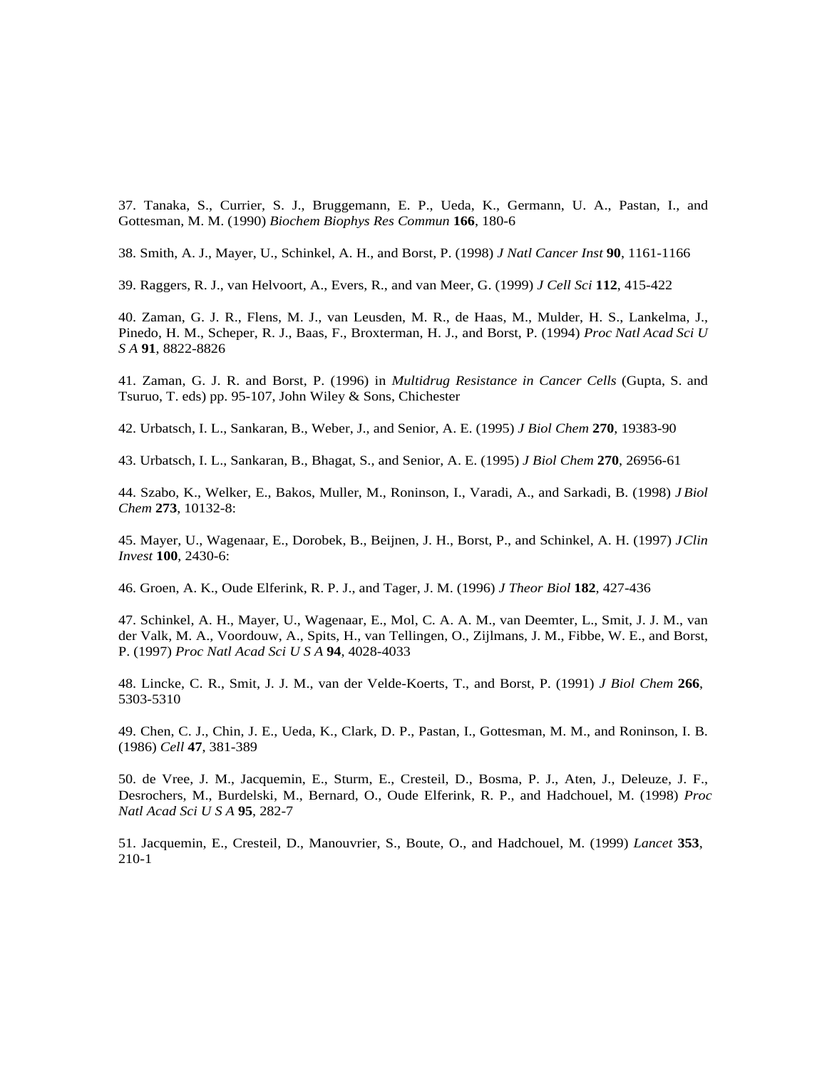37. Tanaka, S., Currier, S. J., Bruggemann, E. P., Ueda, K., Germann, U. A., Pastan, I., and Gottesman, M. M. (1990) *Biochem Biophys Res Commun* **166**, 180-6

38. Smith, A. J., Mayer, U., Schinkel, A. H., and Borst, P. (1998) *J Natl Cancer Inst* **90**, 1161-1166

39. Raggers, R. J., van Helvoort, A., Evers, R., and van Meer, G. (1999) *J Cell Sci* **112**, 415-422

40. Zaman, G. J. R., Flens, M. J., van Leusden, M. R., de Haas, M., Mulder, H. S., Lankelma, J., Pinedo, H. M., Scheper, R. J., Baas, F., Broxterman, H. J., and Borst, P. (1994) *Proc Natl Acad Sci U S A* **91**, 8822-8826

41. Zaman, G. J. R. and Borst, P. (1996) in *Multidrug Resistance in Cancer Cells* (Gupta, S. and Tsuruo, T. eds) pp. 95-107, John Wiley & Sons, Chichester

42. Urbatsch, I. L., Sankaran, B., Weber, J., and Senior, A. E. (1995) *J Biol Chem* **270**, 19383-90

43. Urbatsch, I. L., Sankaran, B., Bhagat, S., and Senior, A. E. (1995) *J Biol Chem* **270**, 26956-61

44. Szabo, K., Welker, E., Bakos, Muller, M., Roninson, I., Varadi, A., and Sarkadi, B. (1998) *J Biol Chem* **273**, 10132-8:

45. Mayer, U., Wagenaar, E., Dorobek, B., Beijnen, J. H., Borst, P., and Schinkel, A. H. (1997) *J Clin Invest* **100**, 2430-6:

46. Groen, A. K., Oude Elferink, R. P. J., and Tager, J. M. (1996) *J Theor Biol* **182**, 427-436

47. Schinkel, A. H., Mayer, U., Wagenaar, E., Mol, C. A. A. M., van Deemter, L., Smit, J. J. M., van der Valk, M. A., Voordouw, A., Spits, H., van Tellingen, O., Zijlmans, J. M., Fibbe, W. E., and Borst, P. (1997) *Proc Natl Acad Sci U S A* **94**, 4028-4033

48. Lincke, C. R., Smit, J. J. M., van der Velde-Koerts, T., and Borst, P. (1991) *J Biol Chem* **266**, 5303-5310

49. Chen, C. J., Chin, J. E., Ueda, K., Clark, D. P., Pastan, I., Gottesman, M. M., and Roninson, I. B. (1986) *Cell* **47**, 381-389

50. de Vree, J. M., Jacquemin, E., Sturm, E., Cresteil, D., Bosma, P. J., Aten, J., Deleuze, J. F., Desrochers, M., Burdelski, M., Bernard, O., Oude Elferink, R. P., and Hadchouel, M. (1998) *Proc Natl Acad Sci U S A* **95**, 282-7

51. Jacquemin, E., Cresteil, D., Manouvrier, S., Boute, O., and Hadchouel, M. (1999) *Lancet* **353**, 210-1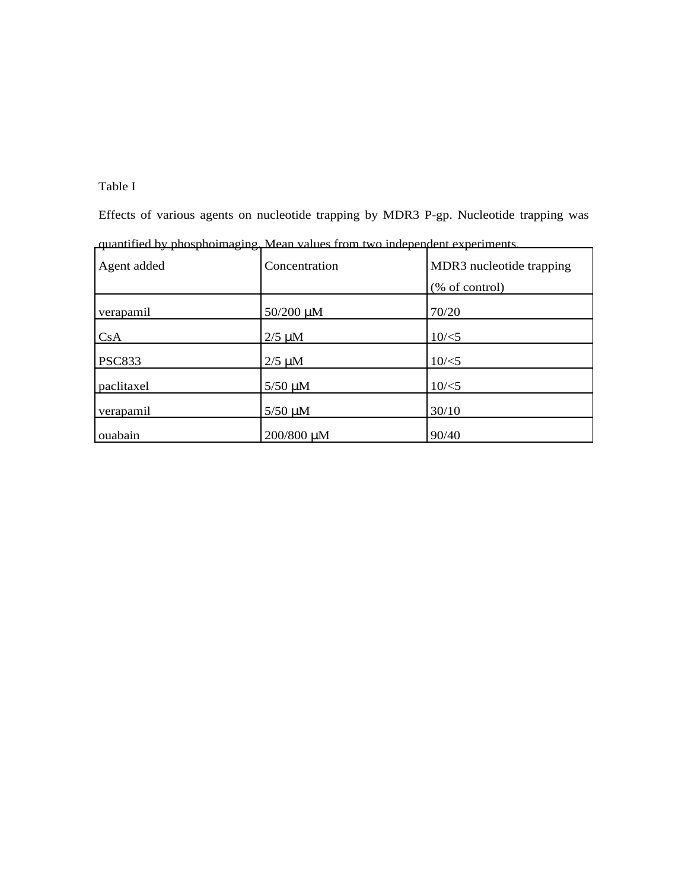Table I

Effects of various agents on nucleotide trapping by MDR3 P-gp. Nucleotide trapping was quantified by phosphoimaging. Mean values from two independent experiments.

| Agent added | Concentration | MDR3 nucleotide trapping (% of control) |
|---|---|---|
| verapamil | 50/200 μM | 70/20 |
| CsA | 2/5 μM | 10/<5 |
| PSC833 | 2/5 μM | 10/<5 |
| paclitaxel | 5/50 μM | 10/<5 |
| verapamil | 5/50 μM | 30/10 |
| ouabain | 200/800 μM | 90/40 |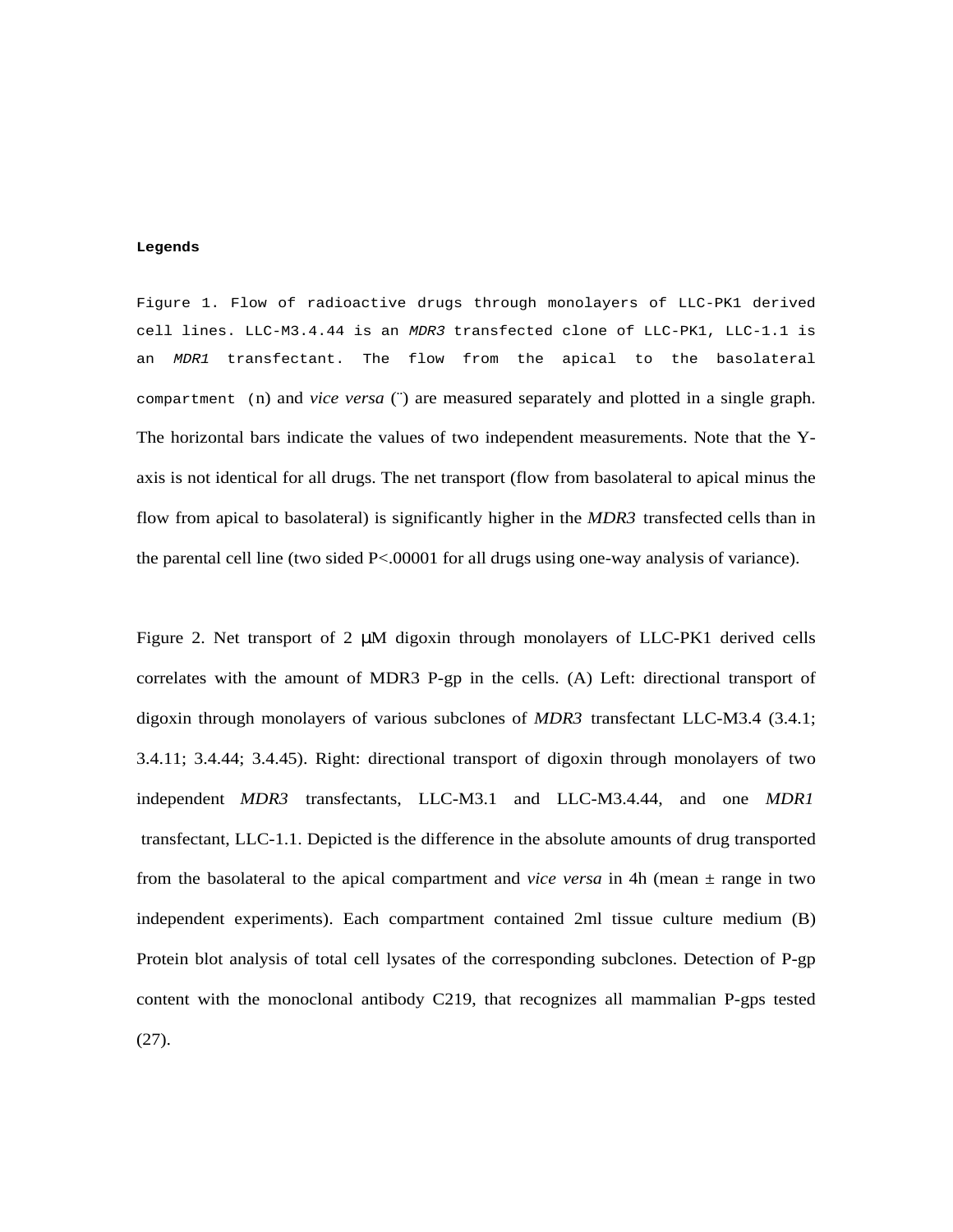**Legends**

Figure 1. Flow of radioactive drugs through monolayers of LLC-PK1 derived cell lines. LLC-M3.4.44 is an *MDR3* transfected clone of LLC-PK1, LLC-1.1 is an *MDR1* transfectant. The flow from the apical to the basolateral compartment (n) and *vice versa* (¨) are measured separately and plotted in a single graph. The horizontal bars indicate the values of two independent measurements. Note that the Y-axis is not identical for all drugs. The net transport (flow from basolateral to apical minus the flow from apical to basolateral) is significantly higher in the *MDR3* transfected cells than in the parental cell line (two sided P<.00001 for all drugs using one-way analysis of variance).

Figure 2. Net transport of 2 μM digoxin through monolayers of LLC-PK1 derived cells correlates with the amount of MDR3 P-gp in the cells. (A) Left: directional transport of digoxin through monolayers of various subclones of *MDR3* transfectant LLC-M3.4 (3.4.1; 3.4.11; 3.4.44; 3.4.45). Right: directional transport of digoxin through monolayers of two independent *MDR3* transfectants, LLC-M3.1 and LLC-M3.4.44, and one *MDR1* transfectant, LLC-1.1. Depicted is the difference in the absolute amounts of drug transported from the basolateral to the apical compartment and *vice versa* in 4h (mean ± range in two independent experiments). Each compartment contained 2ml tissue culture medium (B) Protein blot analysis of total cell lysates of the corresponding subclones. Detection of P-gp content with the monoclonal antibody C219, that recognizes all mammalian P-gps tested (27).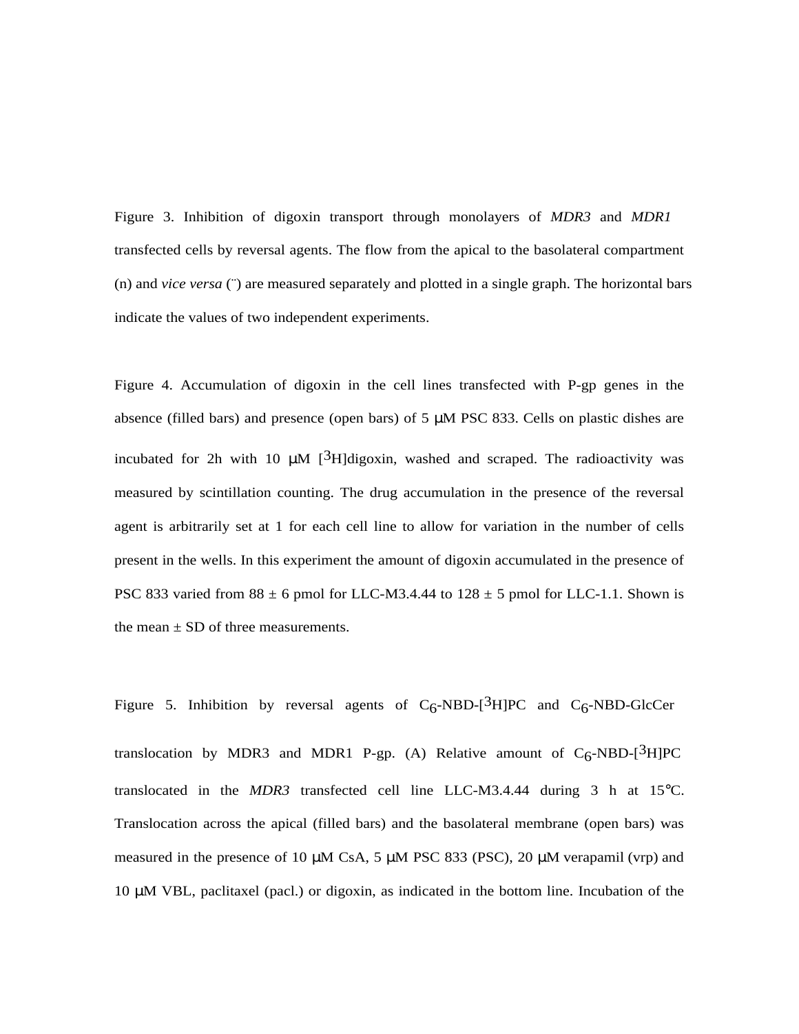Figure 3. Inhibition of digoxin transport through monolayers of *MDR3* and *MDR1* transfected cells by reversal agents. The flow from the apical to the basolateral compartment (n) and *vice versa* (¨) are measured separately and plotted in a single graph. The horizontal bars indicate the values of two independent experiments.

Figure 4. Accumulation of digoxin in the cell lines transfected with P-gp genes in the absence (filled bars) and presence (open bars) of 5 μM PSC 833. Cells on plastic dishes are incubated for 2h with 10 μM [$^3$H]digoxin, washed and scraped. The radioactivity was measured by scintillation counting. The drug accumulation in the presence of the reversal agent is arbitrarily set at 1 for each cell line to allow for variation in the number of cells present in the wells. In this experiment the amount of digoxin accumulated in the presence of PSC 833 varied from 88 ± 6 pmol for LLC-M3.4.44 to 128 ± 5 pmol for LLC-1.1. Shown is the mean ± SD of three measurements.

Figure 5. Inhibition by reversal agents of $C_6$-NBD-[$^3$H]PC and $C_6$-NBD-GlcCer translocation by MDR3 and MDR1 P-gp. (A) Relative amount of $C_6$-NBD-[$^3$H]PC translocated in the *MDR3* transfected cell line LLC-M3.4.44 during 3 h at 15°C. Translocation across the apical (filled bars) and the basolateral membrane (open bars) was measured in the presence of 10 μM CsA, 5 μM PSC 833 (PSC), 20 μM verapamil (vrp) and 10 μM VBL, paclitaxel (pacl.) or digoxin, as indicated in the bottom line. Incubation of the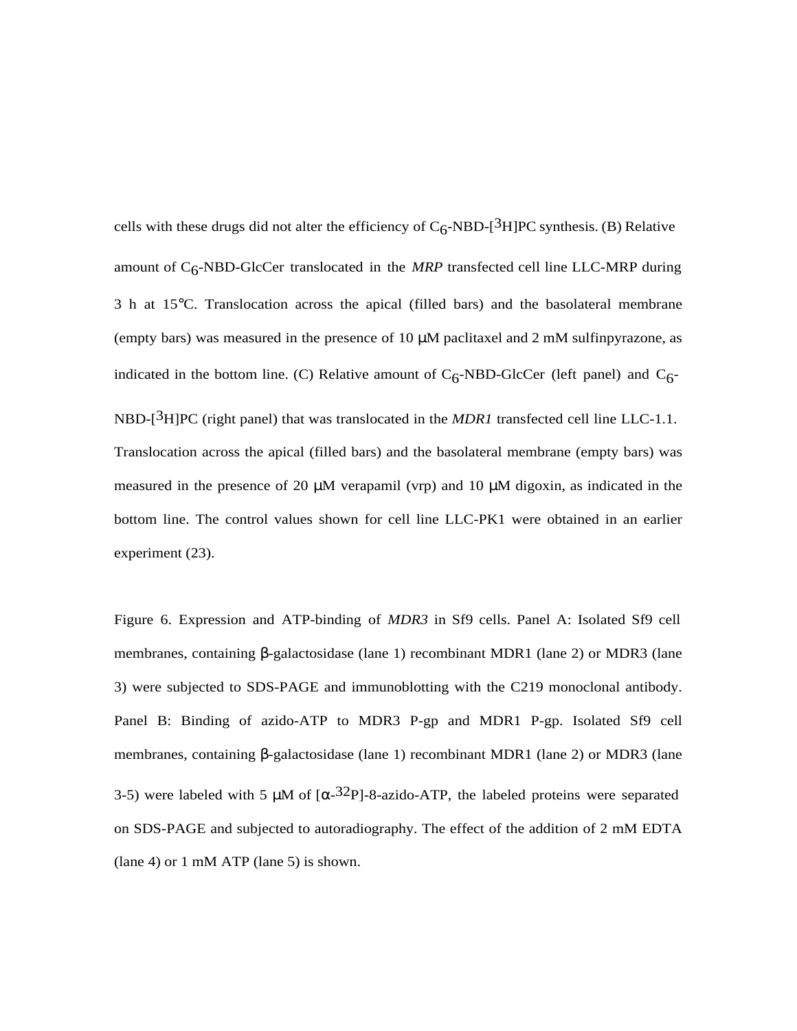cells with these drugs did not alter the efficiency of $C_6$-NBD-[$^3$H]PC synthesis. (B) Relative amount of $C_6$-NBD-GlcCer translocated in the *MRP* transfected cell line LLC-MRP during 3 h at 15°C. Translocation across the apical (filled bars) and the basolateral membrane (empty bars) was measured in the presence of 10 μM paclitaxel and 2 mM sulfinpyrazone, as indicated in the bottom line. (C) Relative amount of $C_6$-NBD-GlcCer (left panel) and $C_6$-NBD-[$^3$H]PC (right panel) that was translocated in the *MDR1* transfected cell line LLC-1.1. Translocation across the apical (filled bars) and the basolateral membrane (empty bars) was measured in the presence of 20 μM verapamil (vrp) and 10 μM digoxin, as indicated in the bottom line. The control values shown for cell line LLC-PK1 were obtained in an earlier experiment (23).

Figure 6. Expression and ATP-binding of *MDR3* in Sf9 cells. Panel A: Isolated Sf9 cell membranes, containing β-galactosidase (lane 1) recombinant MDR1 (lane 2) or MDR3 (lane 3) were subjected to SDS-PAGE and immunoblotting with the C219 monoclonal antibody. Panel B: Binding of azido-ATP to MDR3 P-gp and MDR1 P-gp. Isolated Sf9 cell membranes, containing β-galactosidase (lane 1) recombinant MDR1 (lane 2) or MDR3 (lane 3-5) were labeled with 5 μM of [α-$^{32}$P]-8-azido-ATP, the labeled proteins were separated on SDS-PAGE and subjected to autoradiography. The effect of the addition of 2 mM EDTA (lane 4) or 1 mM ATP (lane 5) is shown.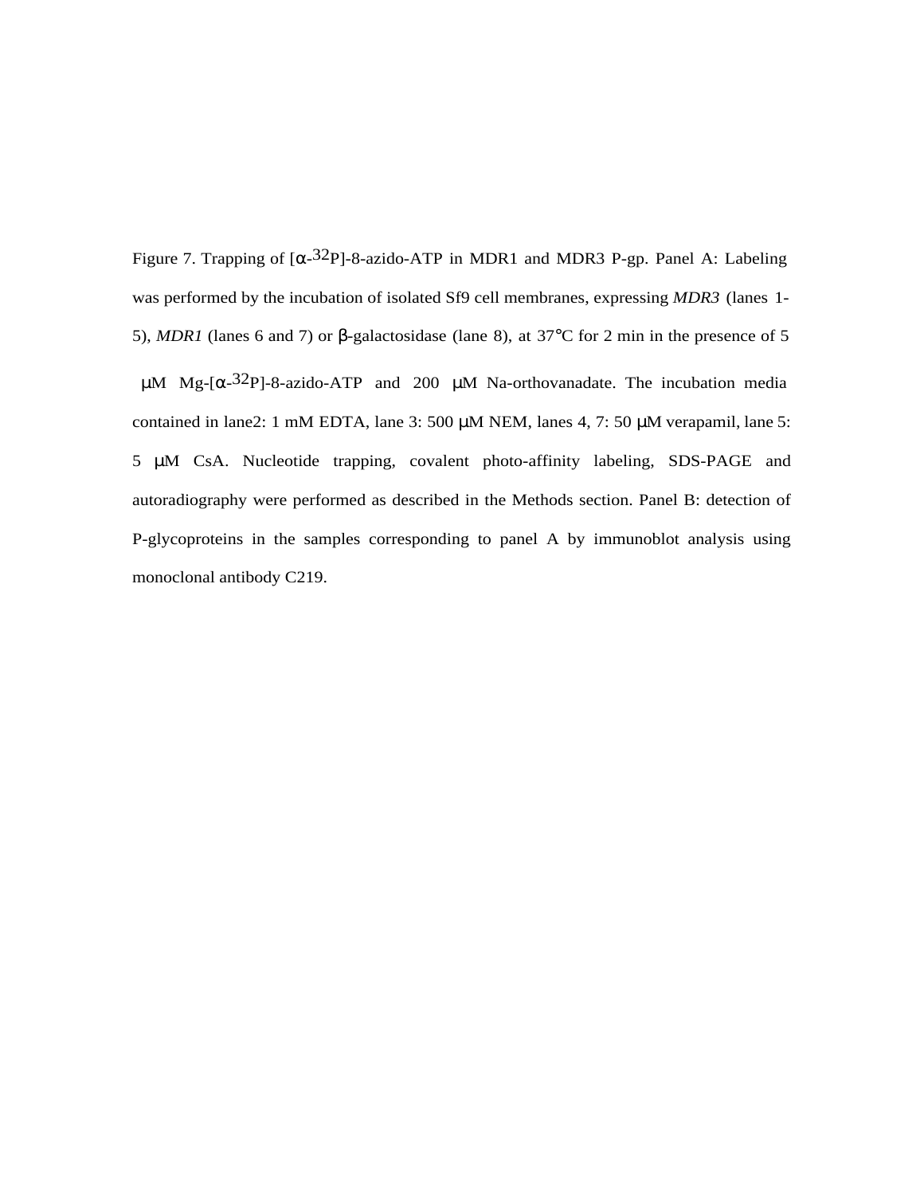Figure 7. Trapping of [α-$^{32}$P]-8-azido-ATP in MDR1 and MDR3 P-gp. Panel A: Labeling was performed by the incubation of isolated Sf9 cell membranes, expressing *MDR3* (lanes 1-5), *MDR1* (lanes 6 and 7) or β-galactosidase (lane 8), at 37°C for 2 min in the presence of 5 μM Mg-[α-$^{32}$P]-8-azido-ATP and 200 μM Na-orthovanadate. The incubation media contained in lane2: 1 mM EDTA, lane 3: 500 μM NEM, lanes 4, 7: 50 μM verapamil, lane 5: 5 μM CsA. Nucleotide trapping, covalent photo-affinity labeling, SDS-PAGE and autoradiography were performed as described in the Methods section. Panel B: detection of P-glycoproteins in the samples corresponding to panel A by immunoblot analysis using monoclonal antibody C219.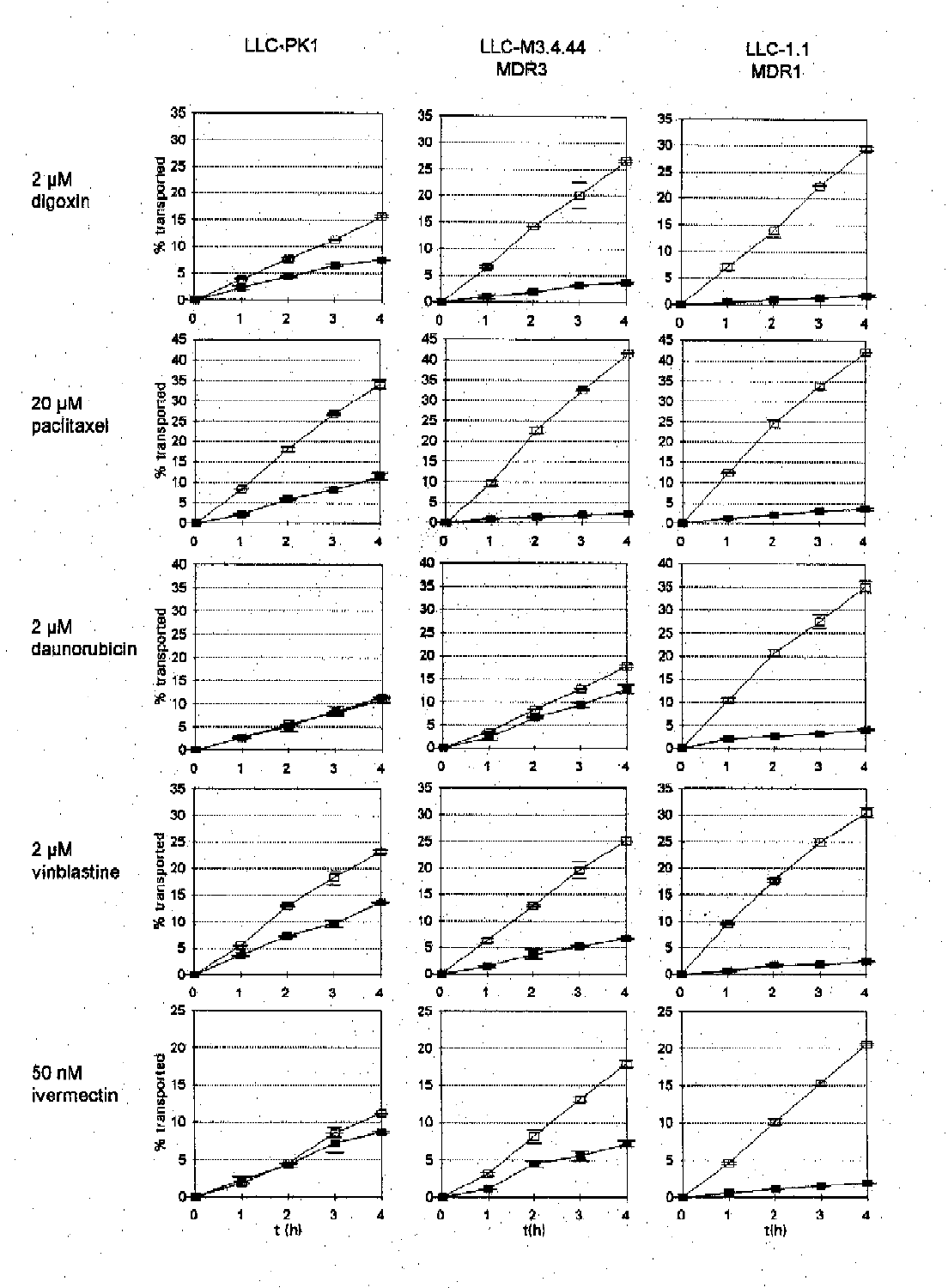LLC-PK1

LLC-M3.4.44 MDR3

LLC-1.1 MDR1

2 µM digoxin

20 µM paclitaxel

2 µM daunorubicin

2 µM vinblastine

50 nM ivermectin

% transported

t (h)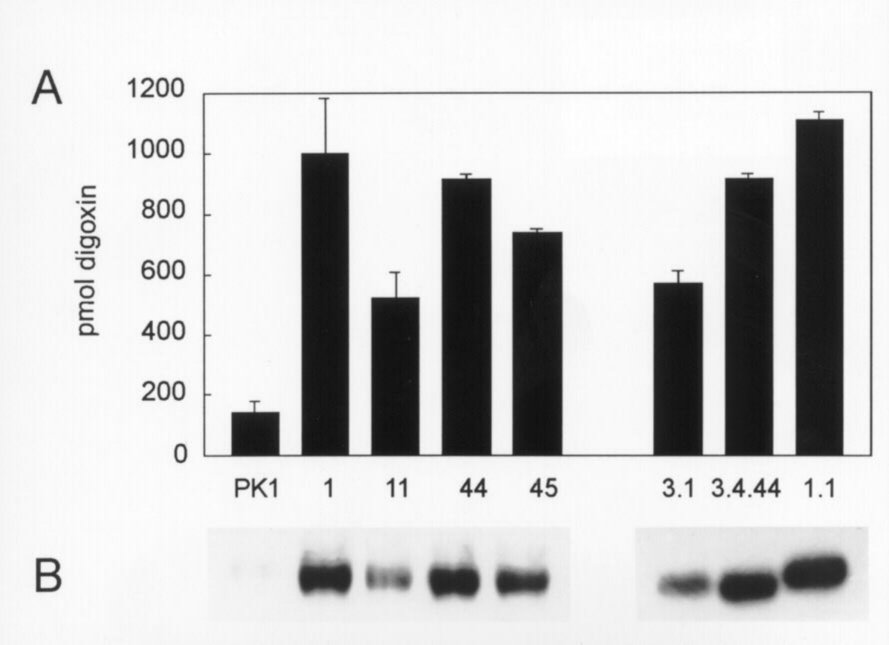A

pmol digoxin

1200
1000
800
600
400
200
0

PK1 1 11 44 45 3.1 3.4.44 1.1

B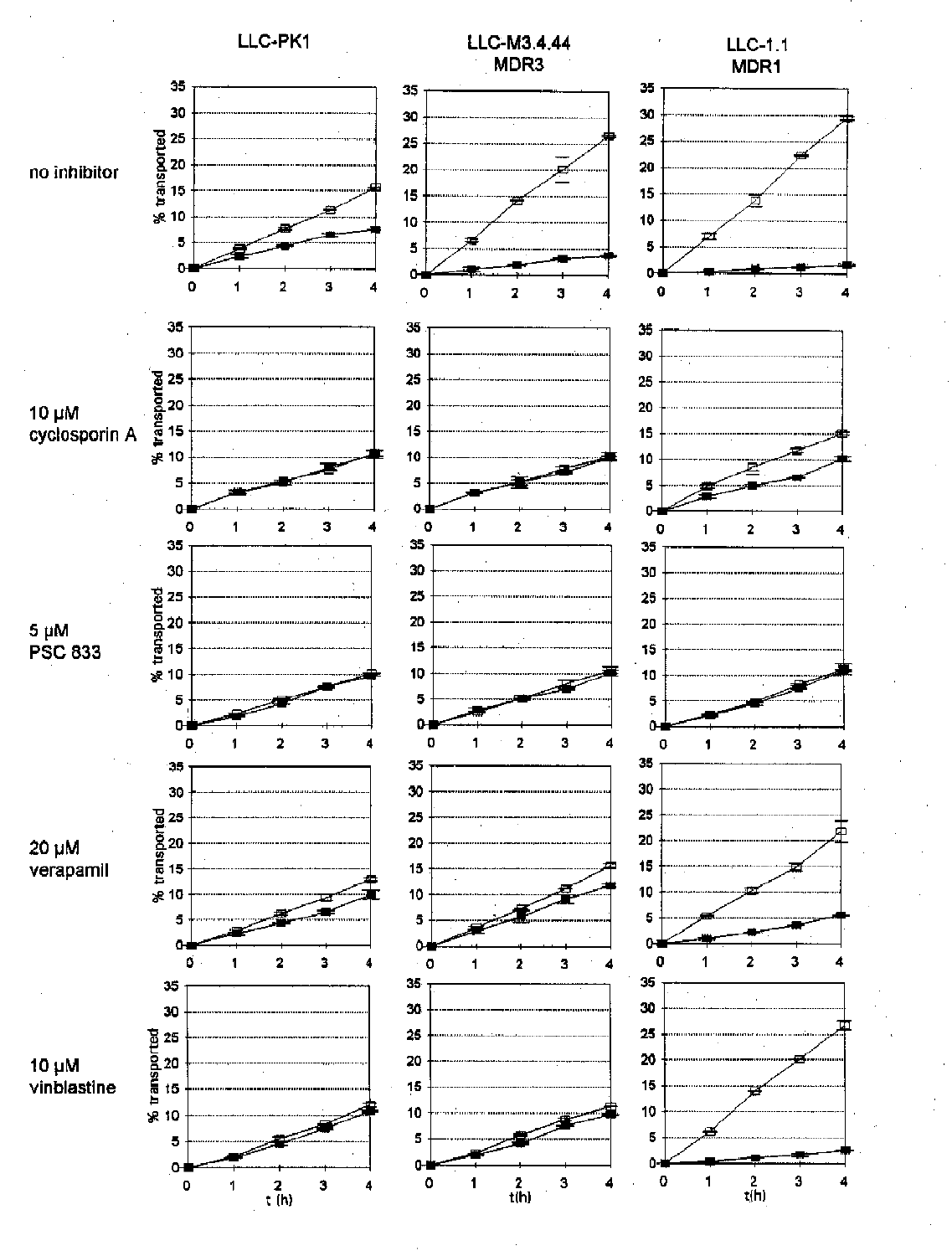LLC-PK1

LLC-M3.4.44 MDR3

LLC-1.1 MDR1

no inhibitor

10 µM cyclosporin A

5 µM PSC 833

20 µM verapamil

10 µM vinblastine

% transported

t (h)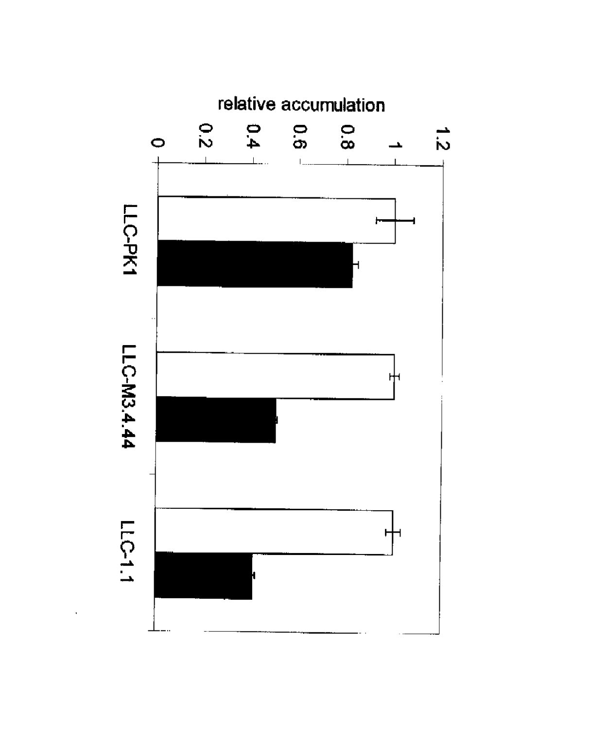relative accumulation

0 0.2 0.4 0.6 0.8 1 1.2

LLC-PK1

LLC-M3.4.44

LLC-1.1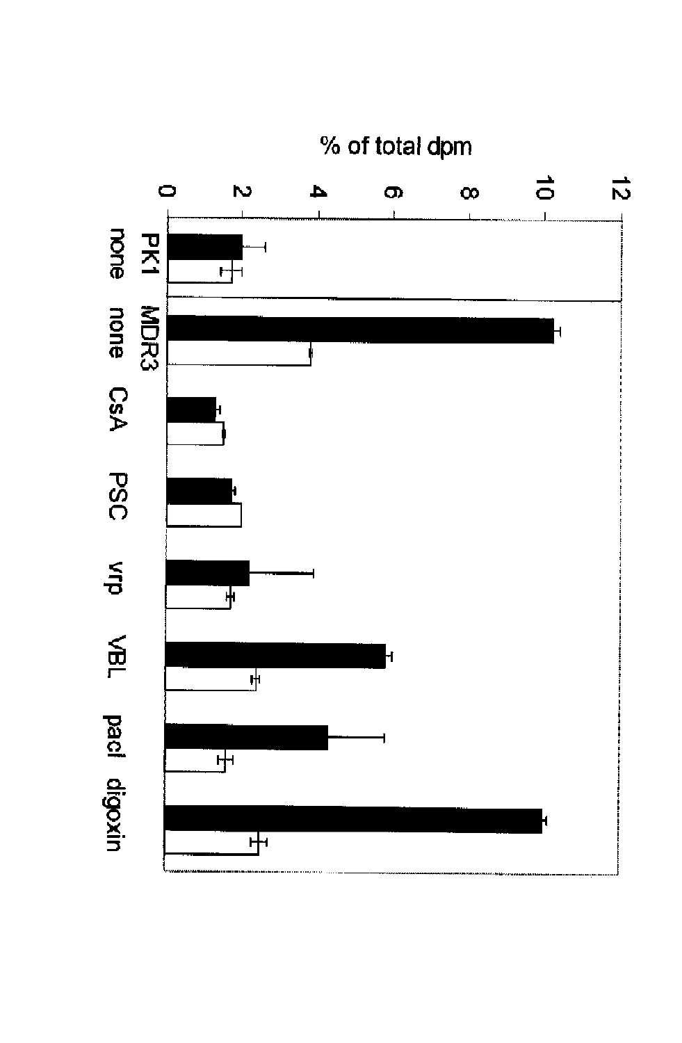% of total dpm

0 2 4 6 8 10 12

PK1 none

MDR3 none

CsA

PSC

vrp

VBL

pacl

digoxin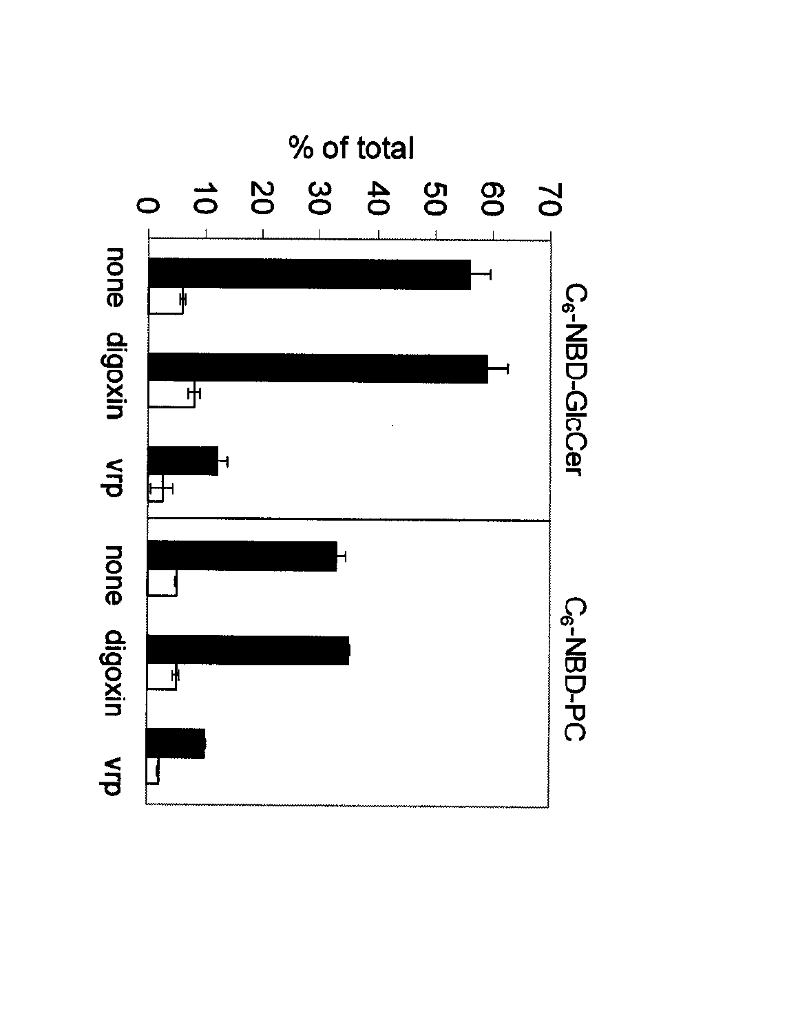C$_6$-NBD-GlcCer

C$_6$-NBD-PC

% of total

0 10 20 30 40 50 60 70

none digoxin vrp none digoxin vrp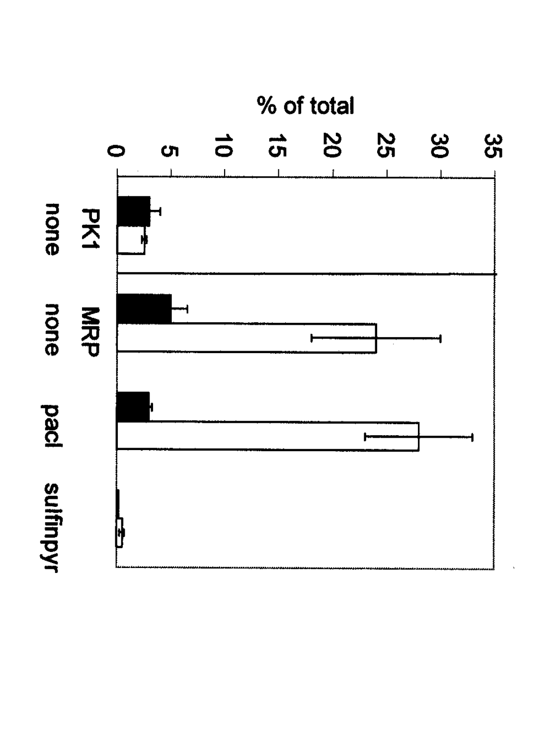% of total

0 5 10 15 20 25 30 35

PK1 none

MRP none

pacl

sulfinpyr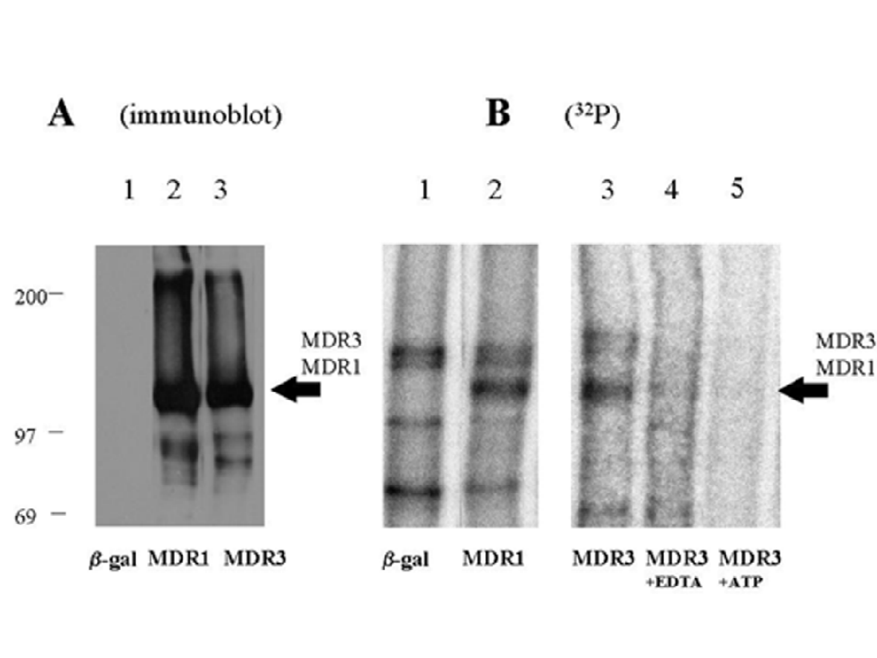**A** (immunoblot)

1 2 3

200—

97 —

69 —

β-gal MDR1 MDR3

MDR3
MDR1

**B** ($^{32}$P)

1 2 3 4 5

β-gal MDR1 MDR3 MDR3 +EDTA MDR3 +ATP

MDR3
MDR1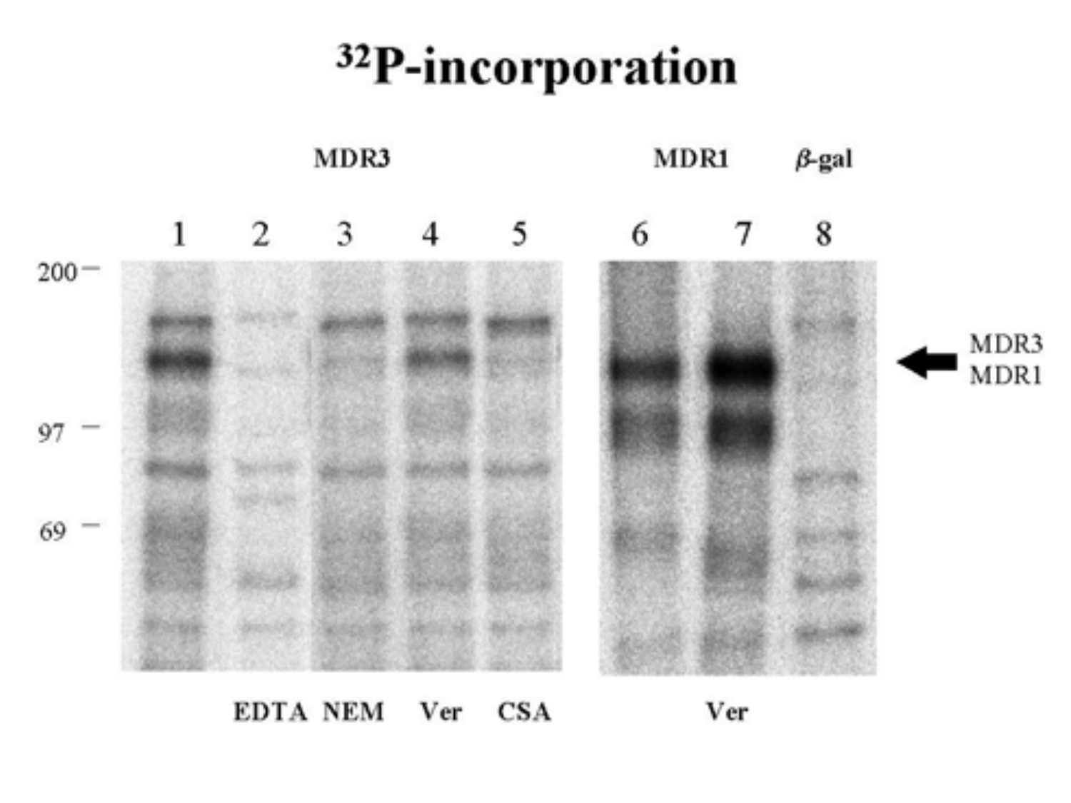# $^{32}$P-incorporation

MDR3 | MDR1 | β-gal

1 2 3 4 5 | 6 7 8

200 —

97 —

69 —

EDTA NEM Ver CSA | Ver

MDR3
MDR1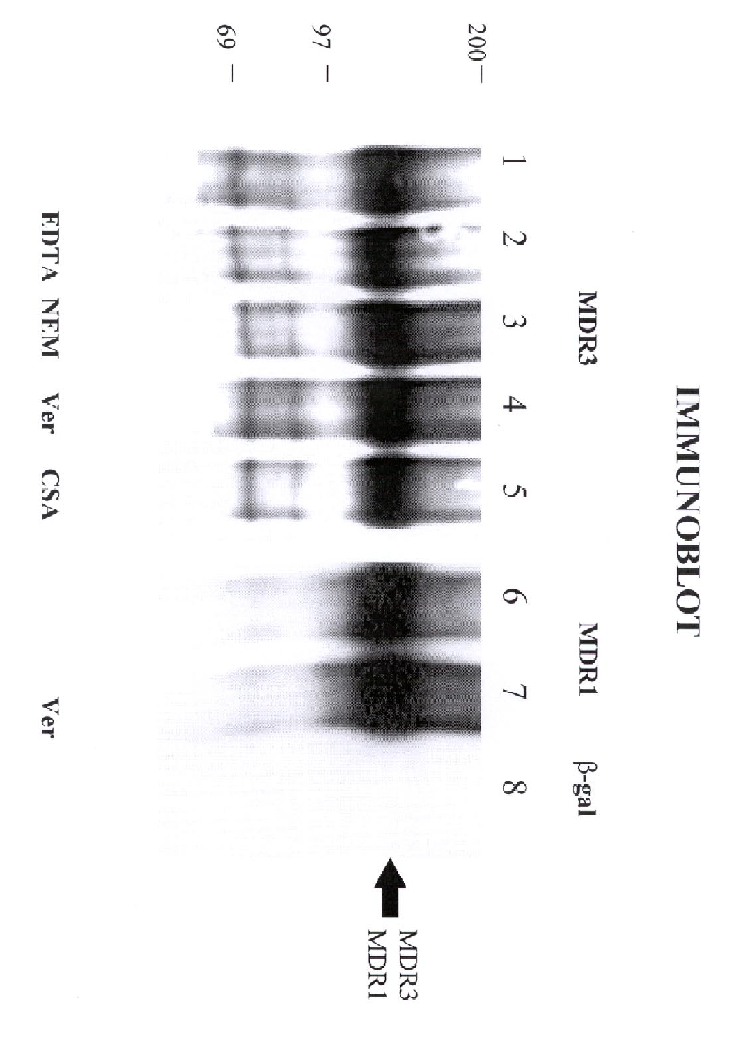IMMUNOBLOT

200 —
97 —
69 —

MDR3

MDR1

β-gal

1
2
3
4
5
6
7
8

EDTA NEM Ver CSA

Ver

MDR3
MDR1